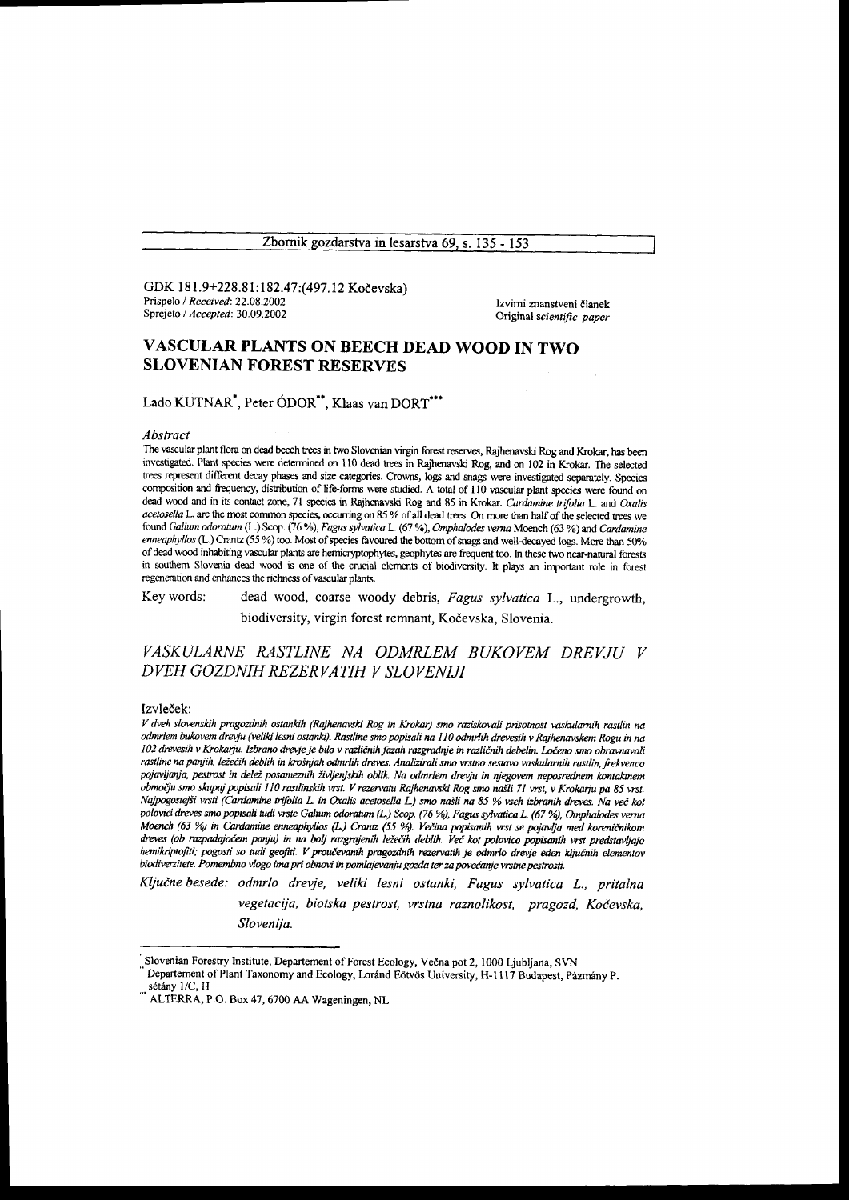GDK 181.9+228.81:182.47:(497.12 Kočevska)
Prispelo / *Received*: 22.08.2002
Sprejeto / *Accepted*: 30.09.2002

Izvirni znanstveni članek
Original *scientific paper*

# VASCULAR PLANTS ON BEECH DEAD WOOD IN TWO SLOVENIAN FOREST RESERVES

Lado KUTNAR[*], Peter ÓDOR[**], Klaas van DORT[***]

### *Abstract*

The vascular plant flora on dead beech trees in two Slovenian virgin forest reserves, Rajhenavski Rog and Krokar, has been investigated. Plant species were determined on 110 dead trees in Rajhenavski Rog, and on 102 in Krokar. The selected trees represent different decay phases and size categories. Crowns, logs and snags were investigated separately. Species composition and frequency, distribution of life-forms were studied. A total of 110 vascular plant species were found on dead wood and in its contact zone, 71 species in Rajhenavski Rog and 85 in Krokar. *Cardamine trifolia* L. and *Oxalis acetosella* L. are the most common species, occurring on 85 % of all dead trees. On more than half of the selected trees we found *Galium odoratum* (L.) Scop. (76 %), *Fagus sylvatica* L. (67 %), *Omphalodes verna* Moench (63 %) and *Cardamine enneaphyllos* (L.) Crantz (55 %) too. Most of species favoured the bottom of snags and well-decayed logs. More than 50% of dead wood inhabiting vascular plants are hemicryptophytes, geophytes are frequent too. In these two near-natural forests in southern Slovenia dead wood is one of the crucial elements of biodiversity. It plays an important role in forest regeneration and enhances the richness of vascular plants.

Key words: dead wood, coarse woody debris, *Fagus sylvatica* L., undergrowth, biodiversity, virgin forest remnant, Kočevska, Slovenia.

## *VASKULARNE RASTLINE NA ODMRLEM BUKOVEM DREVJU V DVEH GOZDNIH REZERVATIH V SLOVENIJI*

### Izvleček:

*V dveh slovenskih pragozdnih ostankih (Rajhenavski Rog in Krokar) smo raziskovali prisotnost vaskularnih rastlin na odmrlem bukovem drevju (veliki lesni ostanki). Rastline smo popisali na 110 odmrlih drevesih v Rajhenavskem Rogu in na 102 drevesih v Krokarju. Izbrano drevje je bilo v različnih fazah razgradnje in različnih debelin. Ločeno smo obravnavali rastline na panjih, ležečih deblih in krošnjah odmrlih dreves. Analizirali smo vrstno sestavo vaskularnih rastlin, frekvenco pojavljanja, pestrost in delež posameznih življenjskih oblik. Na odmrlem drevju in njegovem neposrednem kontaktnem območju smo skupaj popisali 110 rastlinskih vrst. V rezervatu Rajhenavski Rog smo našli 71 vrst, v Krokarju pa 85 vrst. Najpogostejši vrsti (Cardamine trifolia L. in Oxalis acetosella L.) smo našli na 85 % vseh izbranih dreves. Na več kot polovici dreves smo popisali tudi vrste Galium odoratum (L.) Scop. (76 %), Fagus sylvatica L. (67 %), Omphalodes verna Moench (63 %) in Cardamine enneaphyllos (L.) Crantz (55 %). Večina popisanih vrst se pojavlja med koreničnikom dreves (ob razpadajočem panju) in na bolj razgrajenih ležečih deblih. Več kot polovico popisanih vrst predstavljajo hemikriptofiti; pogosti so tudi geofiti. V proučevanih pragozdnih rezervatih je odmrlo drevje eden ključnih elementov biodiverzitete. Pomembno vlogo ima pri obnovi in pomlajevanju gozda ter za povečanje vrstne pestrosti.*

*Ključne besede: odmrlo drevje, veliki lesni ostanki, Fagus sylvatica L., pritalna vegetacija, biotska pestrost, vrstna raznolikost, pragozd, Kočevska, Slovenija.*

---

[*] Slovenian Forestry Institute, Departement of Forest Ecology, Večna pot 2, 1000 Ljubljana, SVN

[**] Departement of Plant Taxonomy and Ecology, Loránd Eötvös University, H-1117 Budapest, Pázmány P. sétány 1/C, H

[***] ALTERRA, P.O. Box 47, 6700 AA Wageningen, NL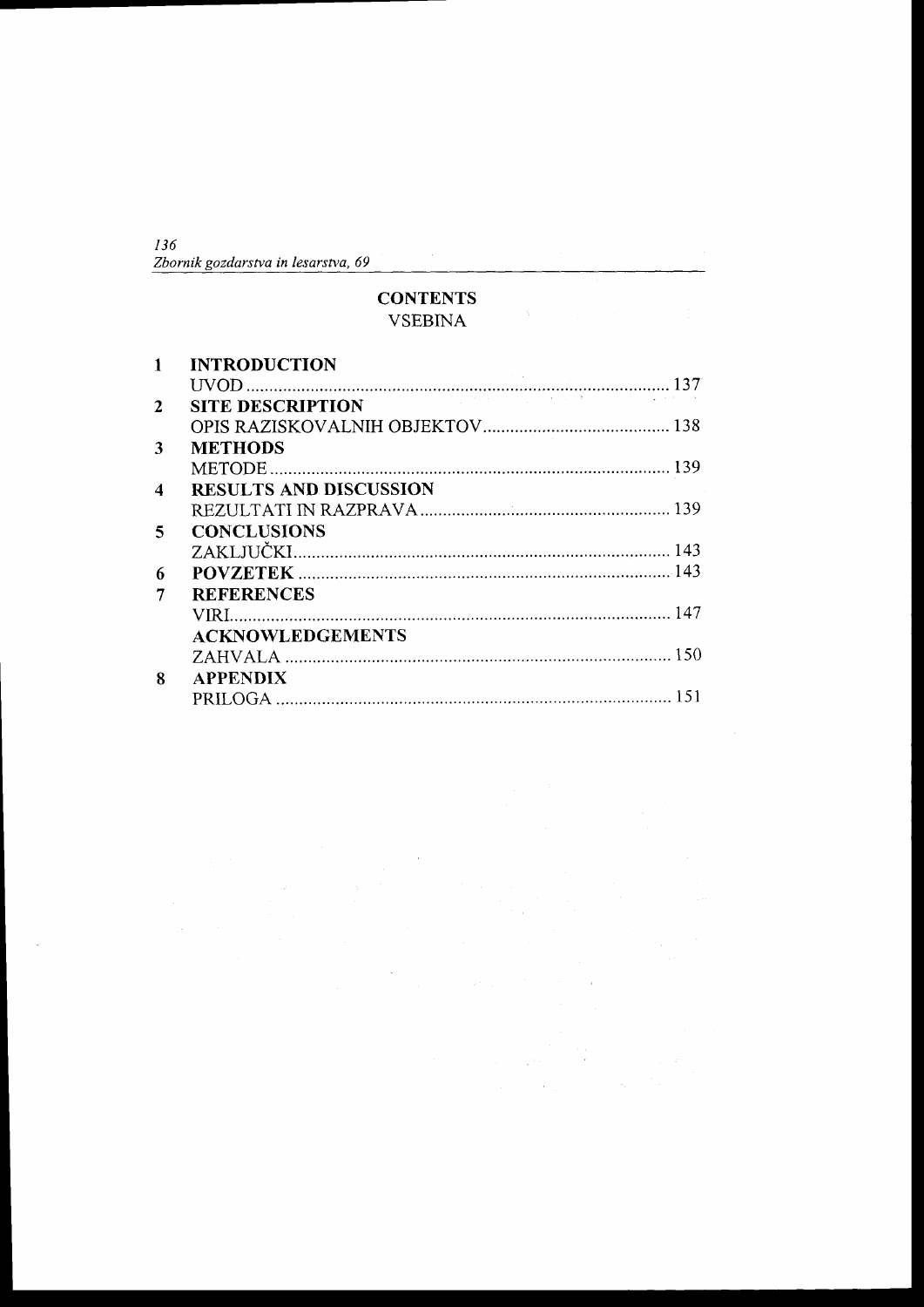# CONTENTS
VSEBINA

| | | |
|---|---|---|
| 1 | **INTRODUCTION** | |
| | UVOD | 137 |
| 2 | **SITE DESCRIPTION** | |
| | OPIS RAZISKOVALNIH OBJEKTOV | 138 |
| 3 | **METHODS** | |
| | METODE | 139 |
| 4 | **RESULTS AND DISCUSSION** | |
| | REZULTATI IN RAZPRAVA | 139 |
| 5 | **CONCLUSIONS** | |
| | ZAKLJUČKI | 143 |
| 6 | **POVZETEK** | 143 |
| 7 | **REFERENCES** | |
| | VIRI | 147 |
| | **ACKNOWLEDGEMENTS** | |
| | ZAHVALA | 150 |
| 8 | **APPENDIX** | |
| | PRILOGA | 151 |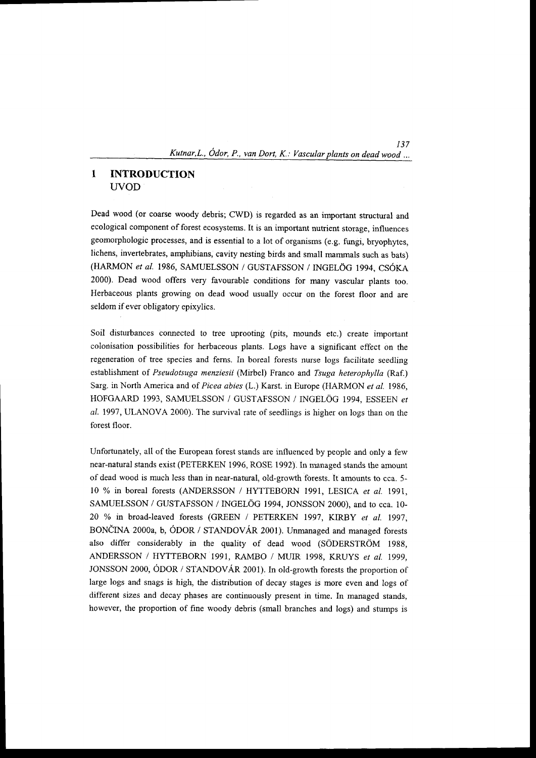## 1 INTRODUCTION
UVOD

Dead wood (or coarse woody debris; CWD) is regarded as an important structural and ecological component of forest ecosystems. It is an important nutrient storage, influences geomorphologic processes, and is essential to a lot of organisms (e.g. fungi, bryophytes, lichens, invertebrates, amphibians, cavity nesting birds and small mammals such as bats) (HARMON *et al.* 1986, SAMUELSSON / GUSTAFSSON / INGELÖG 1994, CSÓKA 2000). Dead wood offers very favourable conditions for many vascular plants too. Herbaceous plants growing on dead wood usually occur on the forest floor and are seldom if ever obligatory epixylics.

Soil disturbances connected to tree uprooting (pits, mounds etc.) create important colonisation possibilities for herbaceous plants. Logs have a significant effect on the regeneration of tree species and ferns. In boreal forests nurse logs facilitate seedling establishment of *Pseudotsuga menziesii* (Mirbel) Franco and *Tsuga heterophylla* (Raf.) Sarg. in North America and of *Picea abies* (L.) Karst. in Europe (HARMON *et al.* 1986, HOFGAARD 1993, SAMUELSSON / GUSTAFSSON / INGELÖG 1994, ESSEEN *et al.* 1997, ULANOVA 2000). The survival rate of seedlings is higher on logs than on the forest floor.

Unfortunately, all of the European forest stands are influenced by people and only a few near-natural stands exist (PETERKEN 1996, ROSE 1992). In managed stands the amount of dead wood is much less than in near-natural, old-growth forests. It amounts to cca. 5-10 % in boreal forests (ANDERSSON / HYTTEBORN 1991, LESICA *et al.* 1991, SAMUELSSON / GUSTAFSSON / INGELÖG 1994, JONSSON 2000), and to cca. 10-20 % in broad-leaved forests (GREEN / PETERKEN 1997, KIRBY *et al.* 1997, BONČINA 2000a, b, ÓDOR / STANDOVÁR 2001). Unmanaged and managed forests also differ considerably in the quality of dead wood (SÖDERSTRÖM 1988, ANDERSSON / HYTTEBORN 1991, RAMBO / MUIR 1998, KRUYS *et al.* 1999, JONSSON 2000, ÓDOR / STANDOVÁR 2001). In old-growth forests the proportion of large logs and snags is high, the distribution of decay stages is more even and logs of different sizes and decay phases are continuously present in time. In managed stands, however, the proportion of fine woody debris (small branches and logs) and stumps is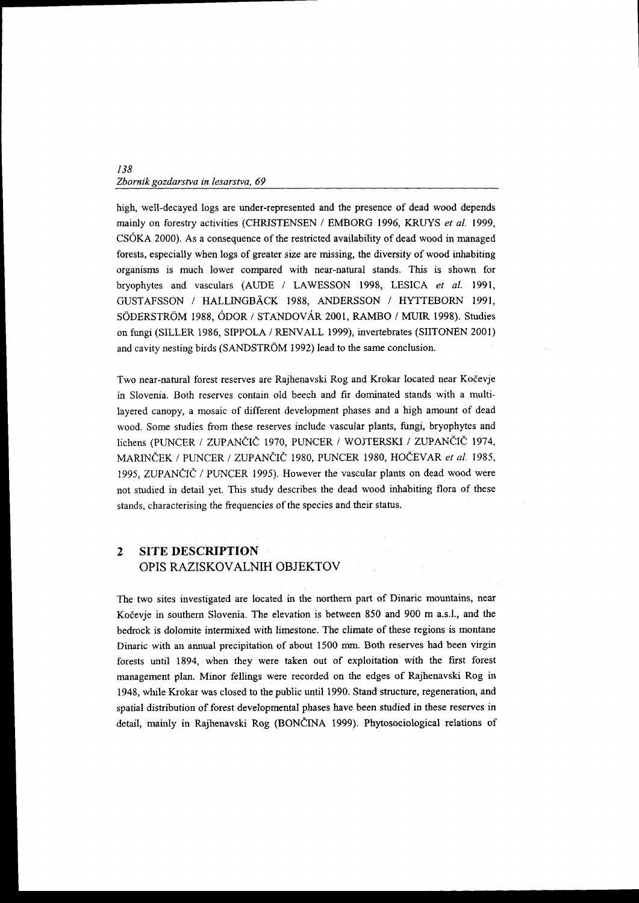high, well-decayed logs are under-represented and the presence of dead wood depends mainly on forestry activities (CHRISTENSEN / EMBORG 1996, KRUYS *et al.* 1999, CSÓKA 2000). As a consequence of the restricted availability of dead wood in managed forests, especially when logs of greater size are missing, the diversity of wood inhabiting organisms is much lower compared with near-natural stands. This is shown for bryophytes and vasculars (AUDE / LAWESSON 1998, LESICA *et al.* 1991, GUSTAFSSON / HALLINGBÄCK 1988, ANDERSSON / HYTTEBORN 1991, SÖDERSTRÖM 1988, ÓDOR / STANDOVÁR 2001, RAMBO / MUIR 1998). Studies on fungi (SILLER 1986, SIPPOLA / RENVALL 1999), invertebrates (SIITONEN 2001) and cavity nesting birds (SANDSTRÖM 1992) lead to the same conclusion.

Two near-natural forest reserves are Rajhenavski Rog and Krokar located near Kočevje in Slovenia. Both reserves contain old beech and fir dominated stands with a multi-layered canopy, a mosaic of different development phases and a high amount of dead wood. Some studies from these reserves include vascular plants, fungi, bryophytes and lichens (PUNCER / ZUPANČIČ 1970, PUNCER / WOJTERSKI / ZUPANČIČ 1974, MARINČEK / PUNCER / ZUPANČIČ 1980, PUNCER 1980, HOČEVAR *et al.* 1985, 1995, ZUPANČIČ / PUNCER 1995). However the vascular plants on dead wood were not studied in detail yet. This study describes the dead wood inhabiting flora of these stands, characterising the frequencies of the species and their status.

## 2 SITE DESCRIPTION
## OPIS RAZISKOVALNIH OBJEKTOV

The two sites investigated are located in the northern part of Dinaric mountains, near Kočevje in southern Slovenia. The elevation is between 850 and 900 m a.s.l., and the bedrock is dolomite intermixed with limestone. The climate of these regions is montane Dinaric with an annual precipitation of about 1500 mm. Both reserves had been virgin forests until 1894, when they were taken out of exploitation with the first forest management plan. Minor fellings were recorded on the edges of Rajhenavski Rog in 1948, while Krokar was closed to the public until 1990. Stand structure, regeneration, and spatial distribution of forest developmental phases have been studied in these reserves in detail, mainly in Rajhenavski Rog (BONČINA 1999). Phytosociological relations of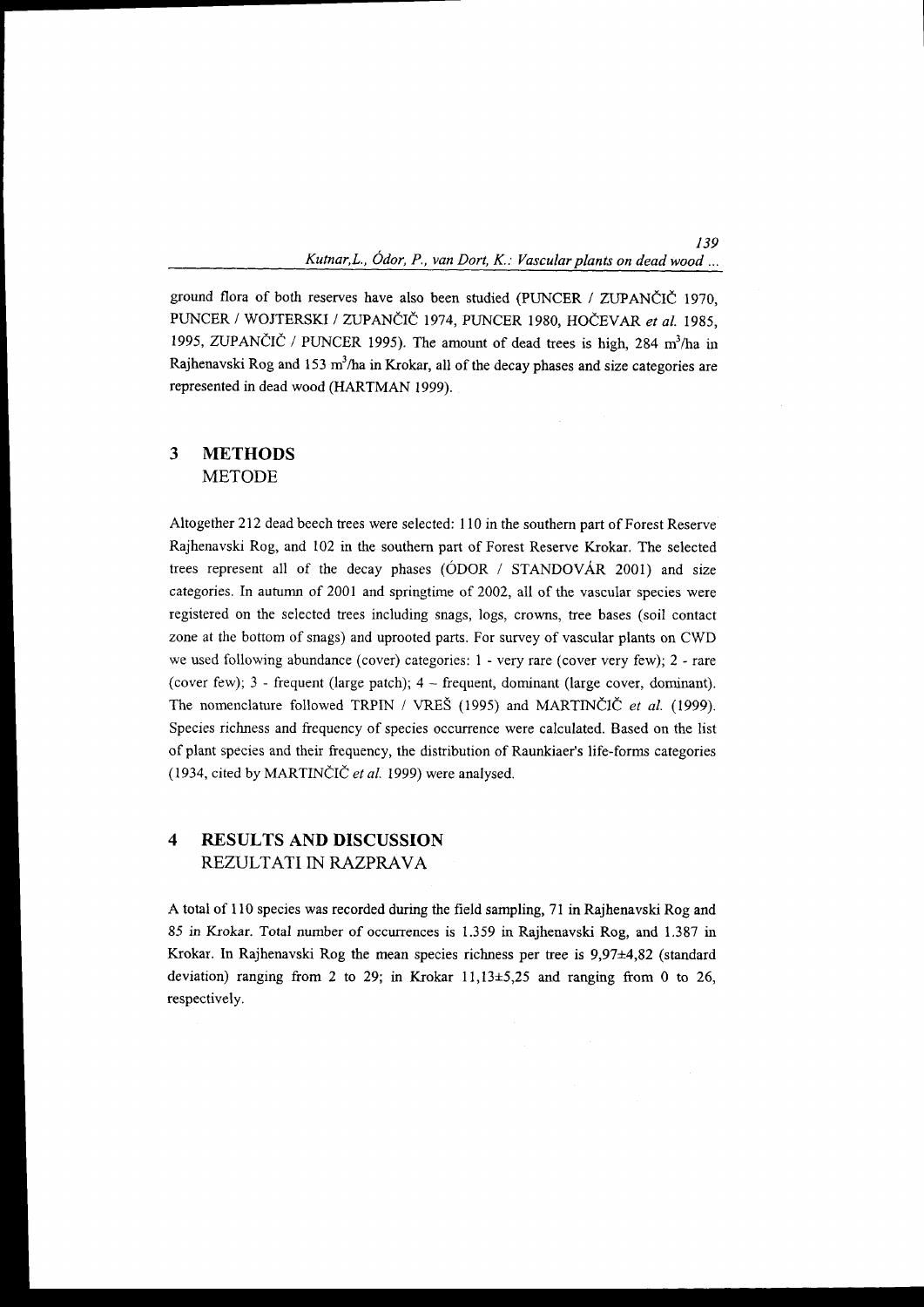ground flora of both reserves have also been studied (PUNCER / ZUPANČIČ 1970, PUNCER / WOJTERSKI / ZUPANČIČ 1974, PUNCER 1980, HOČEVAR *et al.* 1985, 1995, ZUPANČIČ / PUNCER 1995). The amount of dead trees is high, 284 $m^3$/ha in Rajhenavski Rog and 153 $m^3$/ha in Krokar, all of the decay phases and size categories are represented in dead wood (HARTMAN 1999).

## 3 METHODS
METODE

Altogether 212 dead beech trees were selected: 110 in the southern part of Forest Reserve Rajhenavski Rog, and 102 in the southern part of Forest Reserve Krokar. The selected trees represent all of the decay phases (ÓDOR / STANDOVÁR 2001) and size categories. In autumn of 2001 and springtime of 2002, all of the vascular species were registered on the selected trees including snags, logs, crowns, tree bases (soil contact zone at the bottom of snags) and uprooted parts. For survey of vascular plants on CWD we used following abundance (cover) categories: 1 - very rare (cover very few); 2 - rare (cover few); 3 - frequent (large patch); 4 – frequent, dominant (large cover, dominant). The nomenclature followed TRPIN / VREŠ (1995) and MARTINČIČ *et al.* (1999). Species richness and frequency of species occurrence were calculated. Based on the list of plant species and their frequency, the distribution of Raunkiaer's life-forms categories (1934, cited by MARTINČIČ *et al.* 1999) were analysed.

## 4 RESULTS AND DISCUSSION
REZULTATI IN RAZPRAVA

A total of 110 species was recorded during the field sampling, 71 in Rajhenavski Rog and 85 in Krokar. Total number of occurrences is 1.359 in Rajhenavski Rog, and 1.387 in Krokar. In Rajhenavski Rog the mean species richness per tree is 9,97±4,82 (standard deviation) ranging from 2 to 29; in Krokar 11,13±5,25 and ranging from 0 to 26, respectively.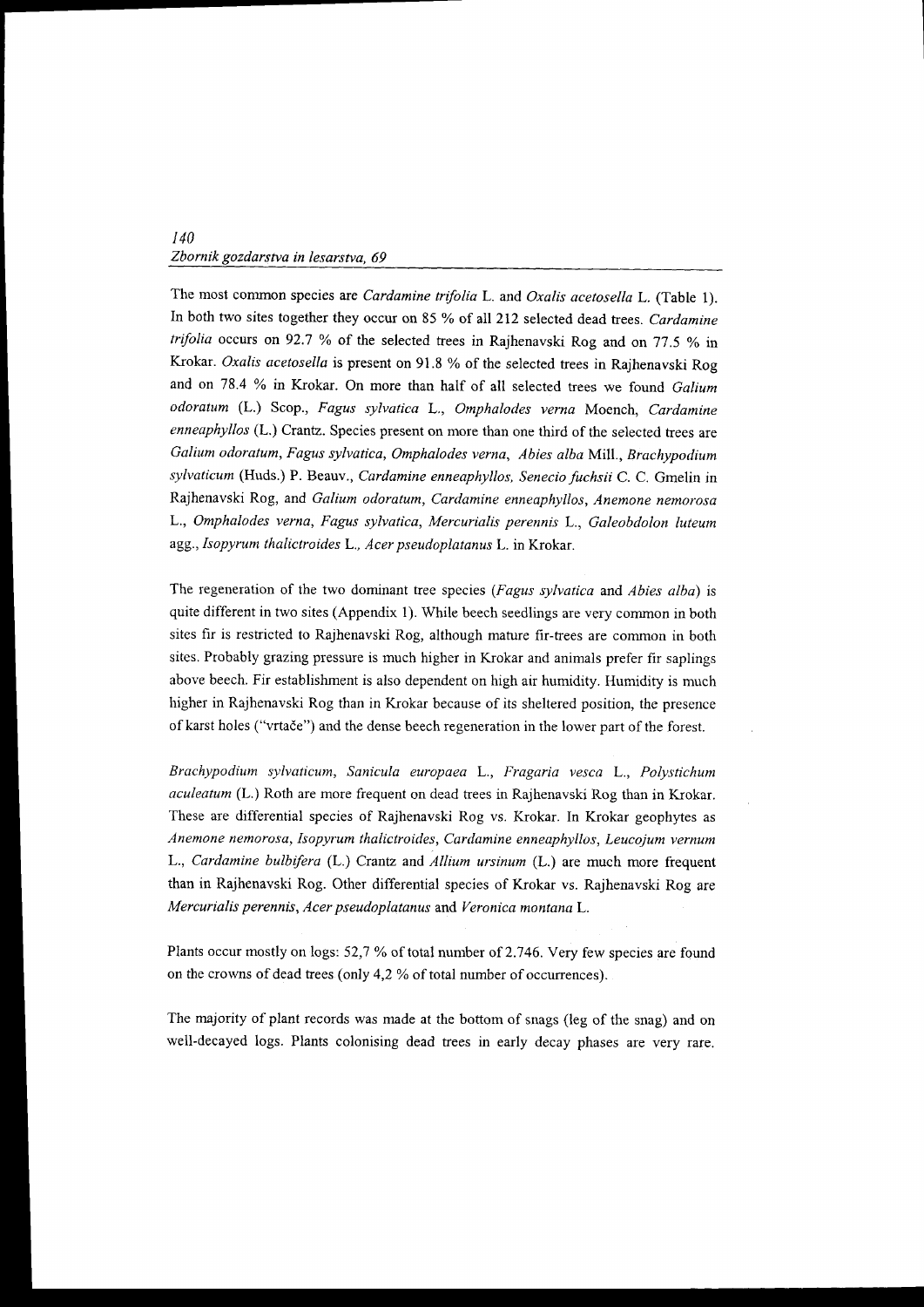The most common species are *Cardamine trifolia* L. and *Oxalis acetosella* L. (Table 1). In both two sites together they occur on 85 % of all 212 selected dead trees. *Cardamine trifolia* occurs on 92.7 % of the selected trees in Rajhenavski Rog and on 77.5 % in Krokar. *Oxalis acetosella* is present on 91.8 % of the selected trees in Rajhenavski Rog and on 78.4 % in Krokar. On more than half of all selected trees we found *Galium odoratum* (L.) Scop., *Fagus sylvatica* L., *Omphalodes verna* Moench, *Cardamine enneaphyllos* (L.) Crantz. Species present on more than one third of the selected trees are *Galium odoratum*, *Fagus sylvatica*, *Omphalodes verna*, *Abies alba* Mill., *Brachypodium sylvaticum* (Huds.) P. Beauv., *Cardamine enneaphyllos*, *Senecio fuchsii* C. C. Gmelin in Rajhenavski Rog, and *Galium odoratum*, *Cardamine enneaphyllos*, *Anemone nemorosa* L., *Omphalodes verna*, *Fagus sylvatica*, *Mercurialis perennis* L., *Galeobdolon luteum* agg., *Isopyrum thalictroides* L., *Acer pseudoplatanus* L. in Krokar.

The regeneration of the two dominant tree species (*Fagus sylvatica* and *Abies alba*) is quite different in two sites (Appendix 1). While beech seedlings are very common in both sites fir is restricted to Rajhenavski Rog, although mature fir-trees are common in both sites. Probably grazing pressure is much higher in Krokar and animals prefer fir saplings above beech. Fir establishment is also dependent on high air humidity. Humidity is much higher in Rajhenavski Rog than in Krokar because of its sheltered position, the presence of karst holes ("vrtače") and the dense beech regeneration in the lower part of the forest.

*Brachypodium sylvaticum*, *Sanicula europaea* L., *Fragaria vesca* L., *Polystichum aculeatum* (L.) Roth are more frequent on dead trees in Rajhenavski Rog than in Krokar. These are differential species of Rajhenavski Rog vs. Krokar. In Krokar geophytes as *Anemone nemorosa*, *Isopyrum thalictroides*, *Cardamine enneaphyllos*, *Leucojum vernum* L., *Cardamine bulbifera* (L.) Crantz and *Allium ursinum* (L.) are much more frequent than in Rajhenavski Rog. Other differential species of Krokar vs. Rajhenavski Rog are *Mercurialis perennis*, *Acer pseudoplatanus* and *Veronica montana* L.

Plants occur mostly on logs: 52,7 % of total number of 2.746. Very few species are found on the crowns of dead trees (only 4,2 % of total number of occurrences).

The majority of plant records was made at the bottom of snags (leg of the snag) and on well-decayed logs. Plants colonising dead trees in early decay phases are very rare.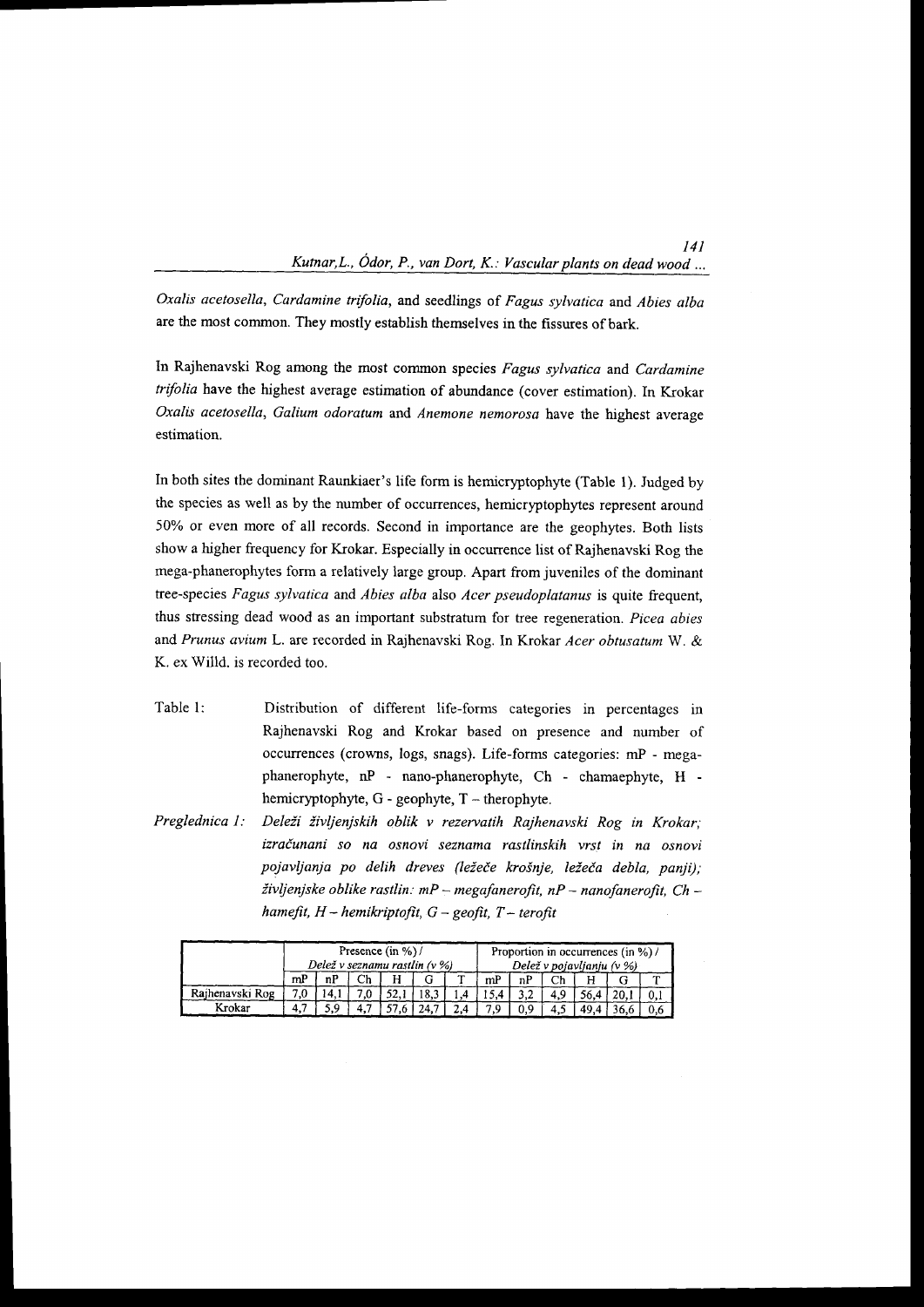*Oxalis acetosella*, *Cardamine trifolia*, and seedlings of *Fagus sylvatica* and *Abies alba* are the most common. They mostly establish themselves in the fissures of bark.

In Rajhenavski Rog among the most common species *Fagus sylvatica* and *Cardamine trifolia* have the highest average estimation of abundance (cover estimation). In Krokar *Oxalis acetosella*, *Galium odoratum* and *Anemone nemorosa* have the highest average estimation.

In both sites the dominant Raunkiaer's life form is hemicryptophyte (Table 1). Judged by the species as well as by the number of occurrences, hemicryptophytes represent around 50% or even more of all records. Second in importance are the geophytes. Both lists show a higher frequency for Krokar. Especially in occurrence list of Rajhenavski Rog the mega-phanerophytes form a relatively large group. Apart from juveniles of the dominant tree-species *Fagus sylvatica* and *Abies alba* also *Acer pseudoplatanus* is quite frequent, thus stressing dead wood as an important substratum for tree regeneration. *Picea abies* and *Prunus avium* L. are recorded in Rajhenavski Rog. In Krokar *Acer obtusatum* W. & K. ex Willd. is recorded too.

Table 1: Distribution of different life-forms categories in percentages in Rajhenavski Rog and Krokar based on presence and number of occurrences (crowns, logs, snags). Life-forms categories: mP - mega-phanerophyte, nP - nano-phanerophyte, Ch - chamaephyte, H - hemicryptophyte, G - geophyte, T – therophyte.

*Preglednica 1: Deleži življenjskih oblik v rezervatih Rajhenavski Rog in Krokar; izračunani so na osnovi seznama rastlinskih vrst in na osnovi pojavljanja po delih dreves (ležeče krošnje, ležeča debla, panji); življenjske oblike rastlin: mP – megafanerofit, nP – nanofanerofit, Ch – hamefit, H – hemikriptofit, G – geofit, T – terofit*

| | Presence (in %) / *Delež v seznamu rastlin (v %)* | | | | | | Proportion in occurrences (in %) / *Delež v pojavljanju (v %)* | | | | | |
|---|---|---|---|---|---|---|---|---|---|---|---|---|
| | mP | nP | Ch | H | G | T | mP | nP | Ch | H | G | T |
| Rajhenavski Rog | 7,0 | 14,1 | 7,0 | 52,1 | 18,3 | 1,4 | 15,4 | 3,2 | 4,9 | 56,4 | 20,1 | 0,1 |
| Krokar | 4,7 | 5,9 | 4,7 | 57,6 | 24,7 | 2,4 | 7,9 | 0,9 | 4,5 | 49,4 | 36,6 | 0,6 |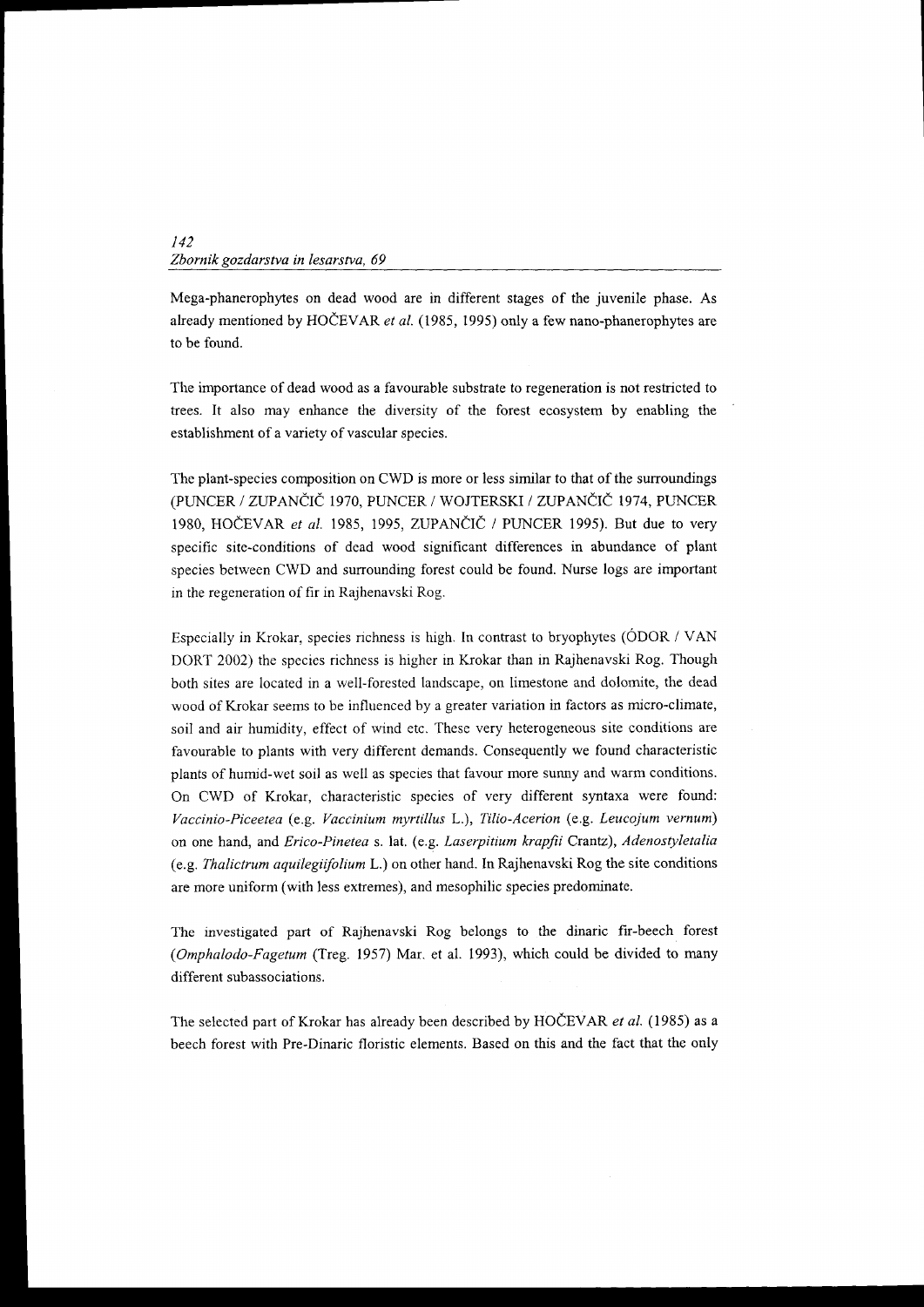Mega-phanerophytes on dead wood are in different stages of the juvenile phase. As already mentioned by HOČEVAR *et al.* (1985, 1995) only a few nano-phanerophytes are to be found.

The importance of dead wood as a favourable substrate to regeneration is not restricted to trees. It also may enhance the diversity of the forest ecosystem by enabling the establishment of a variety of vascular species.

The plant-species composition on CWD is more or less similar to that of the surroundings (PUNCER / ZUPANČIČ 1970, PUNCER / WOJTERSKI / ZUPANČIČ 1974, PUNCER 1980, HOČEVAR *et al.* 1985, 1995, ZUPANČIČ / PUNCER 1995). But due to very specific site-conditions of dead wood significant differences in abundance of plant species between CWD and surrounding forest could be found. Nurse logs are important in the regeneration of fir in Rajhenavski Rog.

Especially in Krokar, species richness is high. In contrast to bryophytes (ÓDOR / VAN DORT 2002) the species richness is higher in Krokar than in Rajhenavski Rog. Though both sites are located in a well-forested landscape, on limestone and dolomite, the dead wood of Krokar seems to be influenced by a greater variation in factors as micro-climate, soil and air humidity, effect of wind etc. These very heterogeneous site conditions are favourable to plants with very different demands. Consequently we found characteristic plants of humid-wet soil as well as species that favour more sunny and warm conditions. On CWD of Krokar, characteristic species of very different syntaxa were found: *Vaccinio-Piceetea* (e.g. *Vaccinium myrtillus* L.), *Tilio-Acerion* (e.g. *Leucojum vernum*) on one hand, and *Erico-Pinetea* s. lat. (e.g. *Laserpitium krapfii* Crantz), *Adenostyletalia* (e.g. *Thalictrum aquilegiifolium* L.) on other hand. In Rajhenavski Rog the site conditions are more uniform (with less extremes), and mesophilic species predominate.

The investigated part of Rajhenavski Rog belongs to the dinaric fir-beech forest (*Omphalodo-Fagetum* (Treg. 1957) Mar. et al. 1993), which could be divided to many different subassociations.

The selected part of Krokar has already been described by HOČEVAR *et al.* (1985) as a beech forest with Pre-Dinaric floristic elements. Based on this and the fact that the only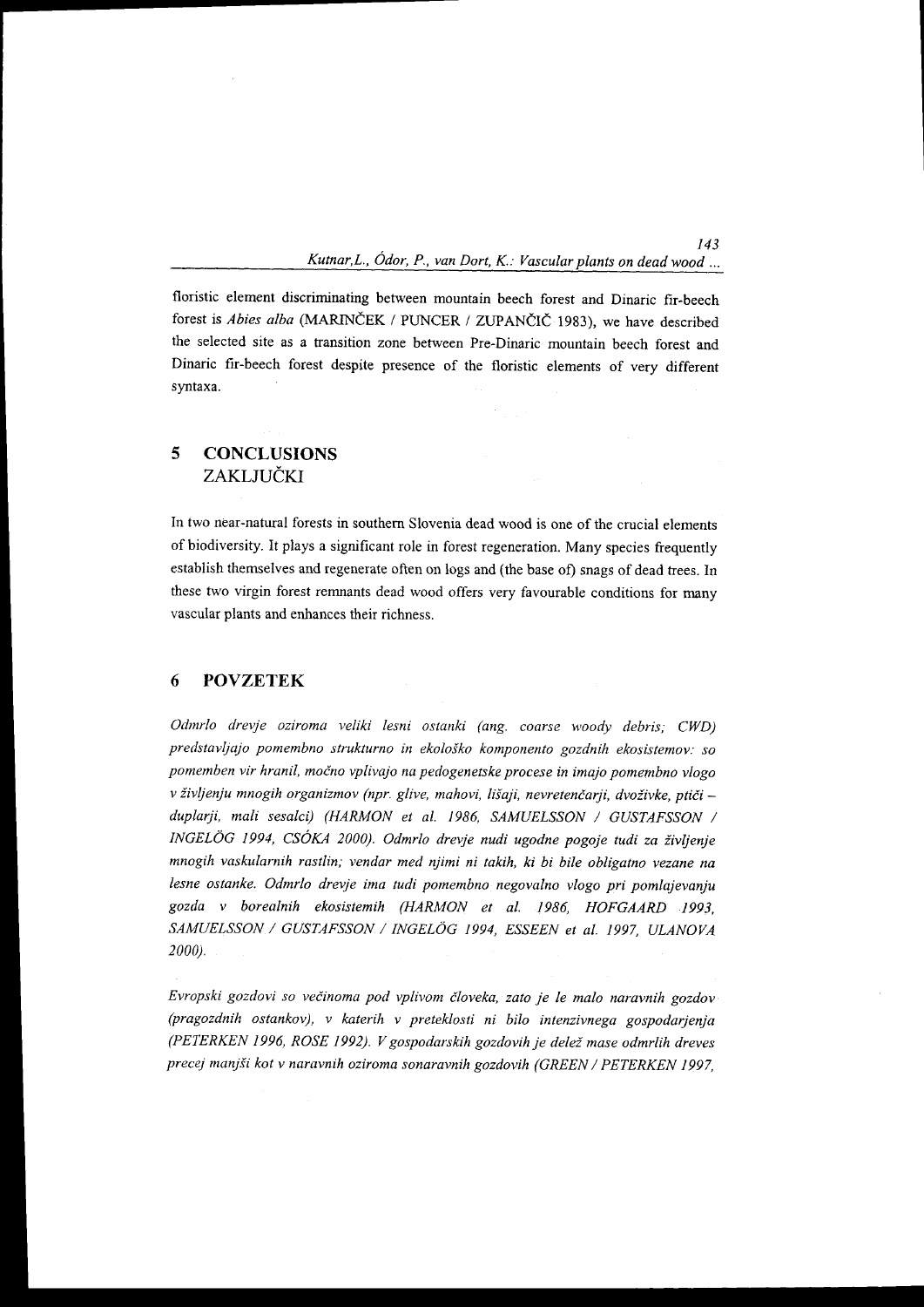floristic element discriminating between mountain beech forest and Dinaric fir-beech forest is *Abies alba* (MARINČEK / PUNCER / ZUPANČIČ 1983), we have described the selected site as a transition zone between Pre-Dinaric mountain beech forest and Dinaric fir-beech forest despite presence of the floristic elements of very different syntaxa.

## 5 CONCLUSIONS
## ZAKLJUČKI

In two near-natural forests in southern Slovenia dead wood is one of the crucial elements of biodiversity. It plays a significant role in forest regeneration. Many species frequently establish themselves and regenerate often on logs and (the base of) snags of dead trees. In these two virgin forest remnants dead wood offers very favourable conditions for many vascular plants and enhances their richness.

## 6 POVZETEK

*Odmrlo drevje oziroma veliki lesni ostanki (ang. coarse woody debris; CWD) predstavljajo pomembno strukturno in ekološko komponento gozdnih ekosistemov: so pomemben vir hranil, močno vplivajo na pedogenetske procese in imajo pomembno vlogo v življenju mnogih organizmov (npr. glive, mahovi, lišaji, nevretenčarji, dvoživke, ptiči – duplarji, mali sesalci) (HARMON et al. 1986, SAMUELSSON / GUSTAFSSON / INGELÖG 1994, CSÓKA 2000). Odmrlo drevje nudi ugodne pogoje tudi za življenje mnogih vaskularnih rastlin; vendar med njimi ni takih, ki bi bile obligatno vezane na lesne ostanke. Odmrlo drevje ima tudi pomembno negovalno vlogo pri pomlajevanju gozda v borealnih ekosistemih (HARMON et al. 1986, HOFGAARD 1993, SAMUELSSON / GUSTAFSSON / INGELÖG 1994, ESSEEN et al. 1997, ULANOVA 2000).*

*Evropski gozdovi so večinoma pod vplivom človeka, zato je le malo naravnih gozdov (pragozdnih ostankov), v katerih v preteklosti ni bilo intenzivnega gospodarjenja (PETERKEN 1996, ROSE 1992). V gospodarskih gozdovih je delež mase odmrlih dreves precej manjši kot v naravnih oziroma sonaravnih gozdovih (GREEN / PETERKEN 1997,*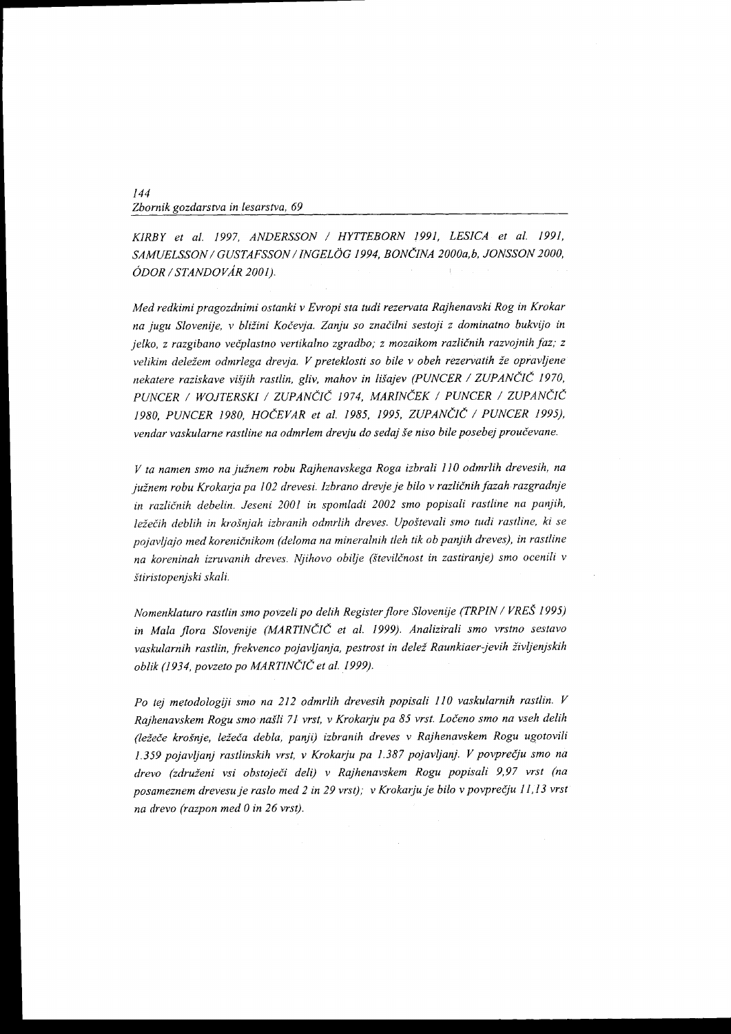*KIRBY et al. 1997, ANDERSSON / HYTTEBORN 1991, LESICA et al. 1991, SAMUELSSON / GUSTAFSSON / INGELÖG 1994, BONČINA 2000a,b, JONSSON 2000, ÓDOR / STANDOVÁR 2001).*

*Med redkimi pragozdnimi ostanki v Evropi sta tudi rezervata Rajhenavski Rog in Krokar na jugu Slovenije, v bližini Kočevja. Zanju so značilni sestoji z dominatno bukvijo in jelko, z razgibano večplastno vertikalno zgradbo; z mozaikom različnih razvojnih faz; z velikim deležem odmrlega drevja. V preteklosti so bile v obeh rezervatih že opravljene nekatere raziskave višjih rastlin, gliv, mahov in lišajev (PUNCER / ZUPANČIČ 1970, PUNCER / WOJTERSKI / ZUPANČIČ 1974, MARINČEK / PUNCER / ZUPANČIČ 1980, PUNCER 1980, HOČEVAR et al. 1985, 1995, ZUPANČIČ / PUNCER 1995), vendar vaskularne rastline na odmrlem drevju do sedaj še niso bile posebej proučevane.*

*V ta namen smo na južnem robu Rajhenavskega Roga izbrali 110 odmrlih drevesih, na južnem robu Krokarja pa 102 drevesi. Izbrano drevje je bilo v različnih fazah razgradnje in različnih debelin. Jeseni 2001 in spomladi 2002 smo popisali rastline na panjih, ležečih deblih in krošnjah izbranih odmrlih dreves. Upoštevali smo tudi rastline, ki se pojavljajo med koreničnikom (deloma na mineralnih tleh tik ob panjih dreves), in rastline na koreninah izruvanih dreves. Njihovo obilje (številčnost in zastiranje) smo ocenili v štiristopenjski skali.*

*Nomenklaturo rastlin smo povzeli po delih Register flore Slovenije (TRPIN / VREŠ 1995) in Mala flora Slovenije (MARTINČIČ et al. 1999). Analizirali smo vrstno sestavo vaskularnih rastlin, frekvenco pojavljanja, pestrost in delež Raunkiaer-jevih življenjskih oblik (1934, povzeto po MARTINČIČ et al. 1999).*

*Po tej metodologiji smo na 212 odmrlih drevesih popisali 110 vaskularnih rastlin. V Rajhenavskem Rogu smo našli 71 vrst, v Krokarju pa 85 vrst. Ločeno smo na vseh delih (ležeče krošnje, ležeča debla, panji) izbranih dreves v Rajhenavskem Rogu ugotovili 1.359 pojavljanj rastlinskih vrst, v Krokarju pa 1.387 pojavljanj. V povprečju smo na drevo (združeni vsi obstoječi deli) v Rajhenavskem Rogu popisali 9,97 vrst (na posameznem drevesu je raslo med 2 in 29 vrst); v Krokarju je bilo v povprečju 11,13 vrst na drevo (razpon med 0 in 26 vrst).*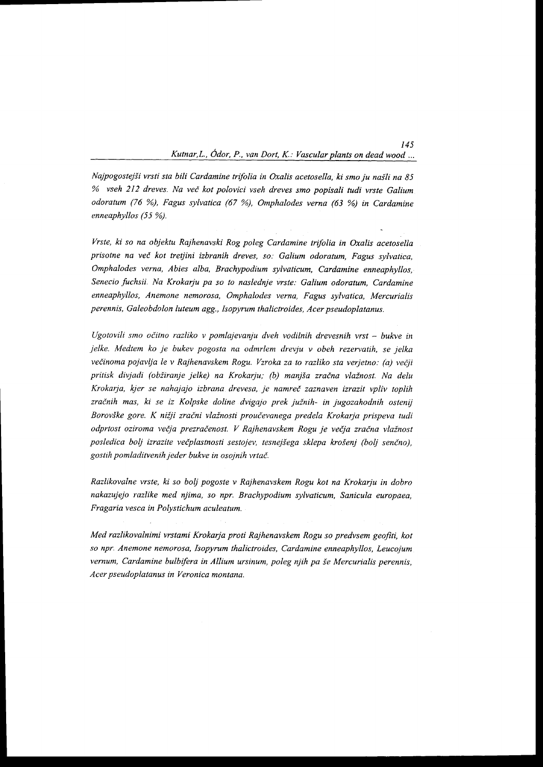*Najpogostejši vrsti sta bili Cardamine trifolia in Oxalis acetosella, ki smo ju našli na 85 % vseh 212 dreves. Na več kot polovici vseh dreves smo popisali tudi vrste Galium odoratum (76 %), Fagus sylvatica (67 %), Omphalodes verna (63 %) in Cardamine enneaphyllos (55 %).*

*Vrste, ki so na objektu Rajhenavski Rog poleg Cardamine trifolia in Oxalis acetosella prisotne na več kot tretjini izbranih dreves, so: Galium odoratum, Fagus sylvatica, Omphalodes verna, Abies alba, Brachypodium sylvaticum, Cardamine enneaphyllos, Senecio fuchsii. Na Krokarju pa so to naslednje vrste: Galium odoratum, Cardamine enneaphyllos, Anemone nemorosa, Omphalodes verna, Fagus sylvatica, Mercurialis perennis, Galeobdolon luteum agg., Isopyrum thalictroides, Acer pseudoplatanus.*

*Ugotovili smo očitno razliko v pomlajevanju dveh vodilnih drevesnih vrst – bukve in jelke. Medtem ko je bukev pogosta na odmrlem drevju v obeh rezervatih, se jelka večinoma pojavlja le v Rajhenavskem Rogu. Vzroka za to razliko sta verjetno: (a) večji pritisk divjadi (objiranje jelke) na Krokarju; (b) manjša zračna vlažnost. Na delu Krokarja, kjer se nahajajo izbrana drevesa, je namreč zaznaven izrazit vpliv toplih zračnih mas, ki se iz Kolpske doline dvigajo prek južnih- in jugozahodnih ostenij Borovške gore. K nižji zračni vlažnosti proučevanega predela Krokarja prispeva tudi odprtost oziroma večja prezračenost. V Rajhenavskem Rogu je večja zračna vlažnost posledica bolj izrazite večplastnosti sestojev, tesnejšega sklepa krošenj (bolj senčno), gostih pomladitvenih jeder bukve in osojnih vrtač.*

*Razlikovalne vrste, ki so bolj pogoste v Rajhenavskem Rogu kot na Krokarju in dobro nakazujejo razlike med njima, so npr. Brachypodium sylvaticum, Sanicula europaea, Fragaria vesca in Polystichum aculeatum.*

*Med razlikovalnimi vrstami Krokarja proti Rajhenavskem Rogu so predvsem geofiti, kot so npr. Anemone nemorosa, Isopyrum thalictroides, Cardamine enneaphyllos, Leucojum vernum, Cardamine bulbifera in Allium ursinum, poleg njih pa še Mercurialis perennis, Acer pseudoplatanus in Veronica montana.*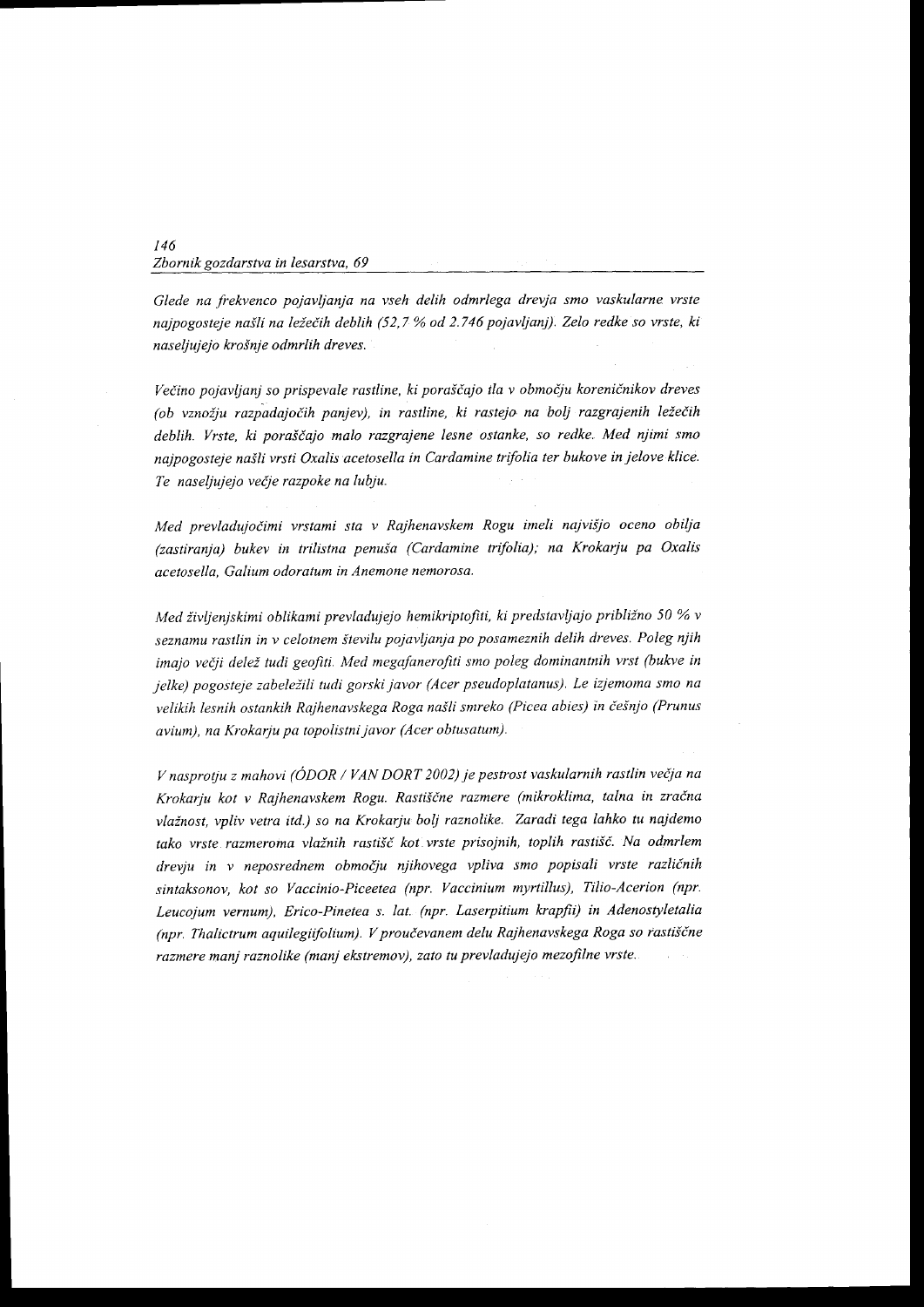*Glede na frekvenco pojavljanja na vseh delih odmrlega drevja smo vaskularne vrste najpogosteje našli na ležečih deblih (52,7 % od 2.746 pojavljanj). Zelo redke so vrste, ki naseljujejo krošnje odmrlih dreves.*

*Večino pojavljanj so prispevale rastline, ki poraščajo tla v območju koreničnikov dreves (ob vznožju razpadajočih panjev), in rastline, ki rastejo na bolj razgrajenih ležečih deblih. Vrste, ki poraščajo malo razgrajene lesne ostanke, so redke. Med njimi smo najpogosteje našli vrsti Oxalis acetosella in Cardamine trifolia ter bukove in jelove klice. Te naseljujejo večje razpoke na lubju.*

*Med prevladujočimi vrstami sta v Rajhenavskem Rogu imeli najvišjo oceno obilja (zastiranja) bukev in trilistna penuša (Cardamine trifolia); na Krokarju pa Oxalis acetosella, Galium odoratum in Anemone nemorosa.*

*Med življenjskimi oblikami prevladujejo hemikriptofiti, ki predstavljajo približno 50 % v seznamu rastlin in v celotnem številu pojavljanja po posameznih delih dreves. Poleg njih imajo večji delež tudi geofiti. Med megafanerofiti smo poleg dominantnih vrst (bukve in jelke) pogosteje zabeležili tudi gorski javor (Acer pseudoplatanus). Le izjemoma smo na velikih lesnih ostankih Rajhenavskega Roga našli smreko (Picea abies) in češnjo (Prunus avium), na Krokarju pa topolistni javor (Acer obtusatum).*

*V nasprotju z mahovi (ÓDOR / VAN DORT 2002) je pestrost vaskularnih rastlin večja na Krokarju kot v Rajhenavskem Rogu. Rastiščne razmere (mikroklima, talna in zračna vlažnost, vpliv vetra itd.) so na Krokarju bolj raznolike. Zaradi tega lahko tu najdemo tako vrste razmeroma vlažnih rastišč kot vrste prisojnih, toplih rastišč. Na odmrlem drevju in v neposrednem območju njihovega vpliva smo popisali vrste različnih sintaksonov, kot so Vaccinio-Piceetea (npr. Vaccinium myrtillus), Tilio-Acerion (npr. Leucojum vernum), Erico-Pinetea s. lat. (npr. Laserpitium krapfii) in Adenostyletalia (npr. Thalictrum aquilegiifolium). V proučevanem delu Rajhenavskega Roga so rastiščne razmere manj raznolike (manj ekstremov), zato tu prevladujejo mezofilne vrste.*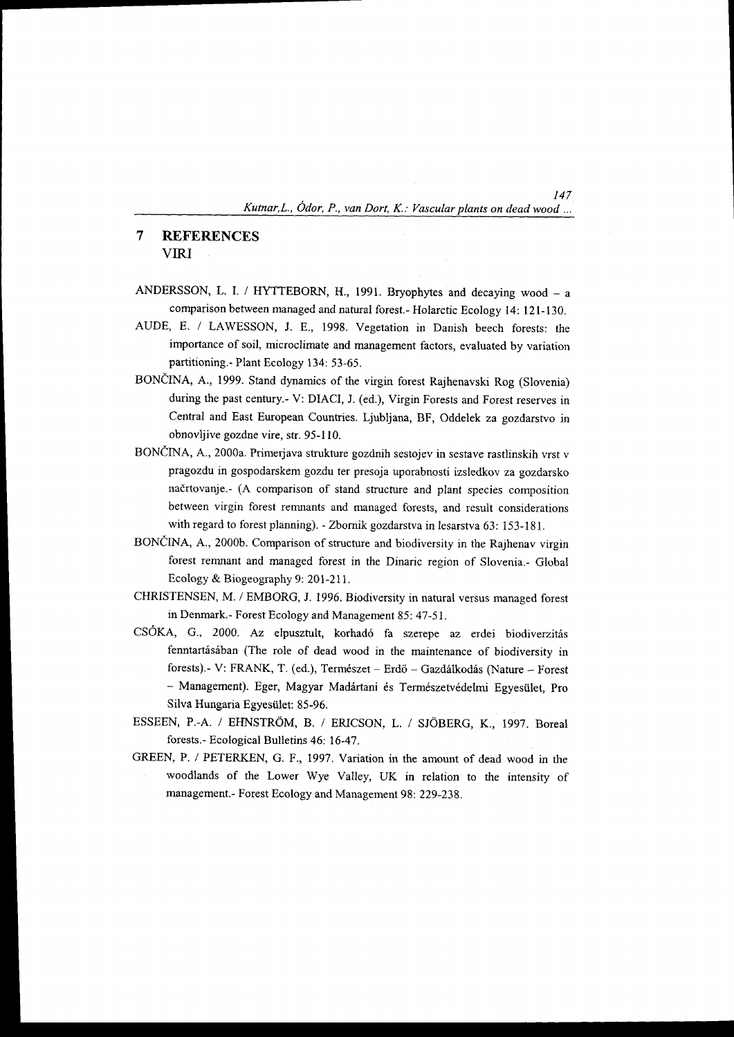# 7 REFERENCES
VIRI

ANDERSSON, L. I. / HYTTEBORN, H., 1991. Bryophytes and decaying wood – a comparison between managed and natural forest.- Holarctic Ecology 14: 121-130.

AUDE, E. / LAWESSON, J. E., 1998. Vegetation in Danish beech forests: the importance of soil, microclimate and management factors, evaluated by variation partitioning.- Plant Ecology 134: 53-65.

BONČINA, A., 1999. Stand dynamics of the virgin forest Rajhenavski Rog (Slovenia) during the past century.- V: DIACI, J. (ed.), Virgin Forests and Forest reserves in Central and East European Countries. Ljubljana, BF, Oddelek za gozdarstvo in obnovljive gozdne vire, str. 95-110.

BONČINA, A., 2000a. Primerjava strukture gozdnih sestojev in sestave rastlinskih vrst v pragozdu in gospodarskem gozdu ter presoja uporabnosti izsledkov za gozdarsko načrtovanje.- (A comparison of stand structure and plant species composition between virgin forest remnants and managed forests, and result considerations with regard to forest planning). - Zbornik gozdarstva in lesarstva 63: 153-181.

BONČINA, A., 2000b. Comparison of structure and biodiversity in the Rajhenav virgin forest remnant and managed forest in the Dinaric region of Slovenia.- Global Ecology & Biogeography 9: 201-211.

CHRISTENSEN, M. / EMBORG, J. 1996. Biodiversity in natural versus managed forest in Denmark.- Forest Ecology and Management 85: 47-51.

CSÓKA, G., 2000. Az elpusztult, korhadó fa szerepe az erdei biodiverzitás fenntartásában (The role of dead wood in the maintenance of biodiversity in forests).- V: FRANK, T. (ed.), Természet – Erdő – Gazdálkodás (Nature – Forest – Management). Eger, Magyar Madártani és Természetvédelmi Egyesület, Pro Silva Hungaria Egyesület: 85-96.

ESSEEN, P.-A. / EHNSTRÖM, B. / ERICSON, L. / SJÖBERG, K., 1997. Boreal forests.- Ecological Bulletins 46: 16-47.

GREEN, P. / PETERKEN, G. F., 1997. Variation in the amount of dead wood in the woodlands of the Lower Wye Valley, UK in relation to the intensity of management.- Forest Ecology and Management 98: 229-238.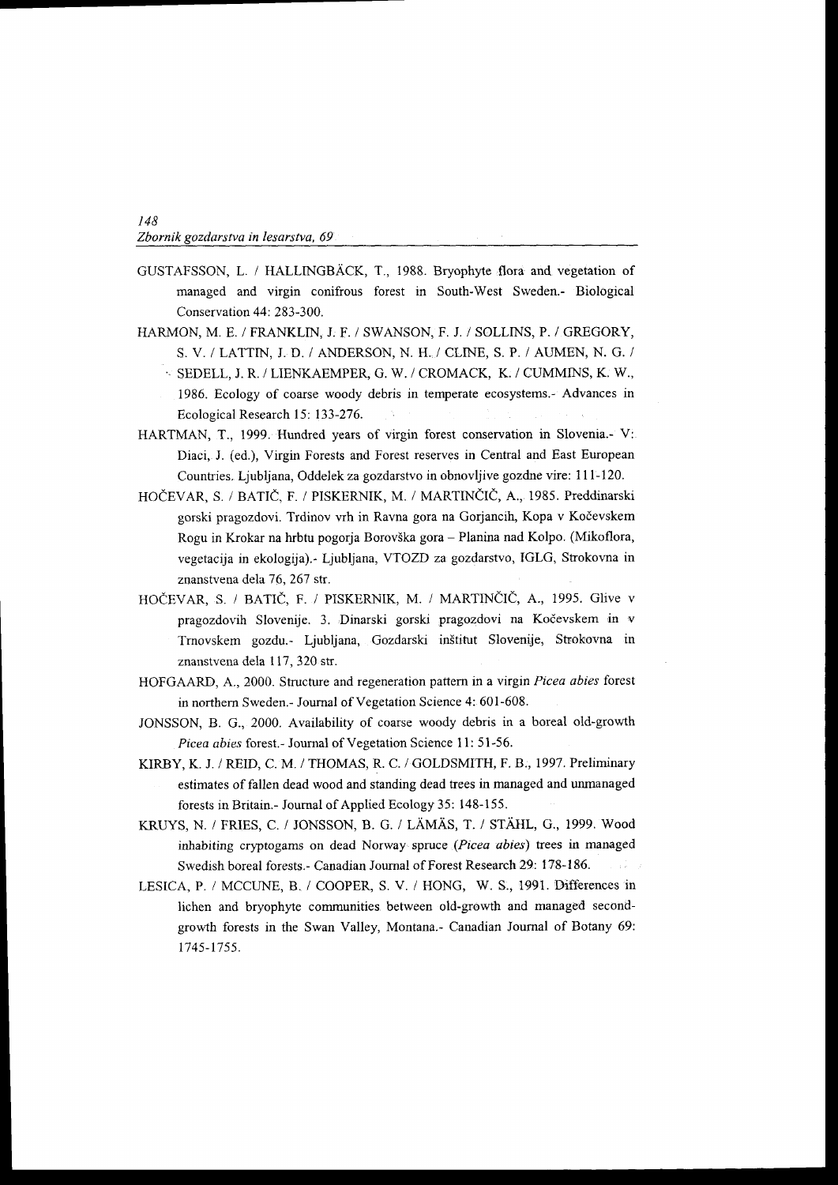GUSTAFSSON, L. / HALLINGBÄCK, T., 1988. Bryophyte flora and vegetation of managed and virgin conifrous forest in South-West Sweden.- Biological Conservation 44: 283-300.

HARMON, M. E. / FRANKLIN, J. F. / SWANSON, F. J. / SOLLINS, P. / GREGORY, S. V. / LATTIN, J. D. / ANDERSON, N. H. / CLINE, S. P. / AUMEN, N. G. / SEDELL, J. R. / LIENKAEMPER, G. W. / CROMACK, K. / CUMMINS, K. W., 1986. Ecology of coarse woody debris in temperate ecosystems.- Advances in Ecological Research 15: 133-276.

HARTMAN, T., 1999. Hundred years of virgin forest conservation in Slovenia.- V: Diaci, J. (ed.), Virgin Forests and Forest reserves in Central and East European Countries. Ljubljana, Oddelek za gozdarstvo in obnovljive gozdne vire: 111-120.

HOČEVAR, S. / BATIČ, F. / PISKERNIK, M. / MARTINČIČ, A., 1985. Preddinarski gorski pragozdovi. Trdinov vrh in Ravna gora na Gorjancih, Kopa v Kočevskem Rogu in Krokar na hrbtu pogorja Borovška gora – Planina nad Kolpo. (Mikoflora, vegetacija in ekologija).- Ljubljana, VTOZD za gozdarstvo, IGLG, Strokovna in znanstvena dela 76, 267 str.

HOČEVAR, S. / BATIČ, F. / PISKERNIK, M. / MARTINČIČ, A., 1995. Glive v pragozdovih Slovenije. 3. Dinarski gorski pragozdovi na Kočevskem in v Trnovskem gozdu.- Ljubljana, Gozdarski inštitut Slovenije, Strokovna in znanstvena dela 117, 320 str.

HOFGAARD, A., 2000. Structure and regeneration pattern in a virgin *Picea abies* forest in northern Sweden.- Journal of Vegetation Science 4: 601-608.

JONSSON, B. G., 2000. Availability of coarse woody debris in a boreal old-growth *Picea abies* forest.- Journal of Vegetation Science 11: 51-56.

KIRBY, K. J. / REID, C. M. / THOMAS, R. C. / GOLDSMITH, F. B., 1997. Preliminary estimates of fallen dead wood and standing dead trees in managed and unmanaged forests in Britain.- Journal of Applied Ecology 35: 148-155.

KRUYS, N. / FRIES, C. / JONSSON, B. G. / LÄMÄS, T. / STÅHL, G., 1999. Wood inhabiting cryptogams on dead Norway spruce (*Picea abies*) trees in managed Swedish boreal forests.- Canadian Journal of Forest Research 29: 178-186.

LESICA, P. / MCCUNE, B. / COOPER, S. V. / HONG, W. S., 1991. Differences in lichen and bryophyte communities between old-growth and managed second-growth forests in the Swan Valley, Montana.- Canadian Journal of Botany 69: 1745-1755.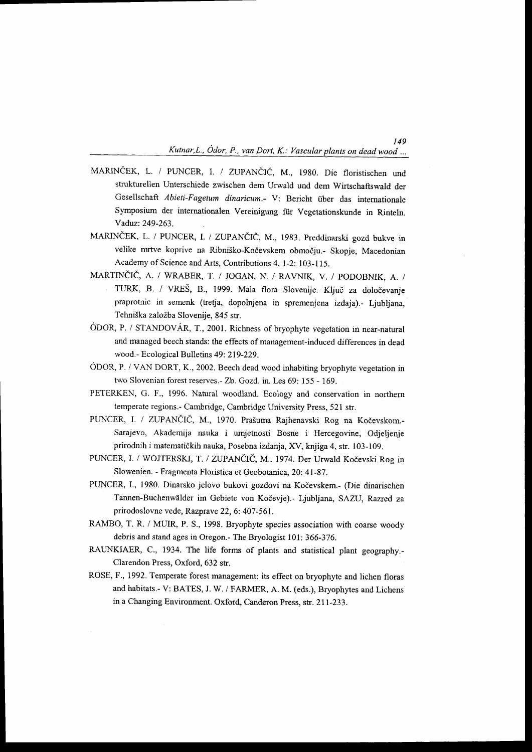MARINČEK, L. / PUNCER, I. / ZUPANČIČ, M., 1980. Die floristischen und strukturellen Unterschiede zwischen dem Urwald und dem Wirtschaftswald der Gesellschaft *Abieti-Fagetum dinaricum*.- V: Bericht über das internationale Symposium der internationalen Vereinigung für Vegetationskunde in Rinteln. Vaduz: 249-263.

MARINČEK, L. / PUNCER, I. / ZUPANČIČ, M., 1983. Preddinarski gozd bukve in velike mrtve koprive na Ribniško-Kočevskem območju.- Skopje, Macedonian Academy of Science and Arts, Contributions 4, 1-2: 103-115.

MARTINČIČ, A. / WRABER, T. / JOGAN, N. / RAVNIK, V. / PODOBNIK, A. / TURK, B. / VREŠ, B., 1999. Mala flora Slovenije. Ključ za določevanje praprotnic in semenk (tretja, dopolnjena in spremenjena izdaja).- Ljubljana, Tehniška založba Slovenije, 845 str.

ÓDOR, P. / STANDOVÁR, T., 2001. Richness of bryophyte vegetation in near-natural and managed beech stands: the effects of management-induced differences in dead wood.- Ecological Bulletins 49: 219-229.

ÓDOR, P. / VAN DORT, K., 2002. Beech dead wood inhabiting bryophyte vegetation in two Slovenian forest reserves.- Zb. Gozd. in. Les 69: 155 - 169.

PETERKEN, G. F., 1996. Natural woodland. Ecology and conservation in northern temperate regions.- Cambridge, Cambridge University Press, 521 str.

PUNCER, I. / ZUPANČIČ, M., 1970. Prašuma Rajhenavski Rog na Kočevskom.- Sarajevo, Akademija nauka i umjetnosti Bosne i Hercegovine, Odjeljenje prirodnih i matematičkih nauka, Posebna izdanja, XV, knjiga 4, str. 103-109.

PUNCER, I. / WOJTERSKI, T. / ZUPANČIČ, M.. 1974. Der Urwald Kočevski Rog in Slowenien. - Fragmenta Floristica et Geobotanica, 20: 41-87.

PUNCER, I., 1980. Dinarsko jelovo bukovi gozdovi na Kočevskem.- (Die dinarischen Tannen-Buchenwälder im Gebiete von Kočevje).- Ljubljana, SAZU, Razred za prirodoslovne vede, Razprave 22, 6: 407-561.

RAMBO, T. R. / MUIR, P. S., 1998. Bryophyte species association with coarse woody debris and stand ages in Oregon.- The Bryologist 101: 366-376.

RAUNKIAER, C., 1934. The life forms of plants and statistical plant geography.- Clarendon Press, Oxford, 632 str.

ROSE, F., 1992. Temperate forest management: its effect on bryophyte and lichen floras and habitats.- V: BATES, J. W. / FARMER, A. M. (eds.), Bryophytes and Lichens in a Changing Environment. Oxford, Canderon Press, str. 211-233.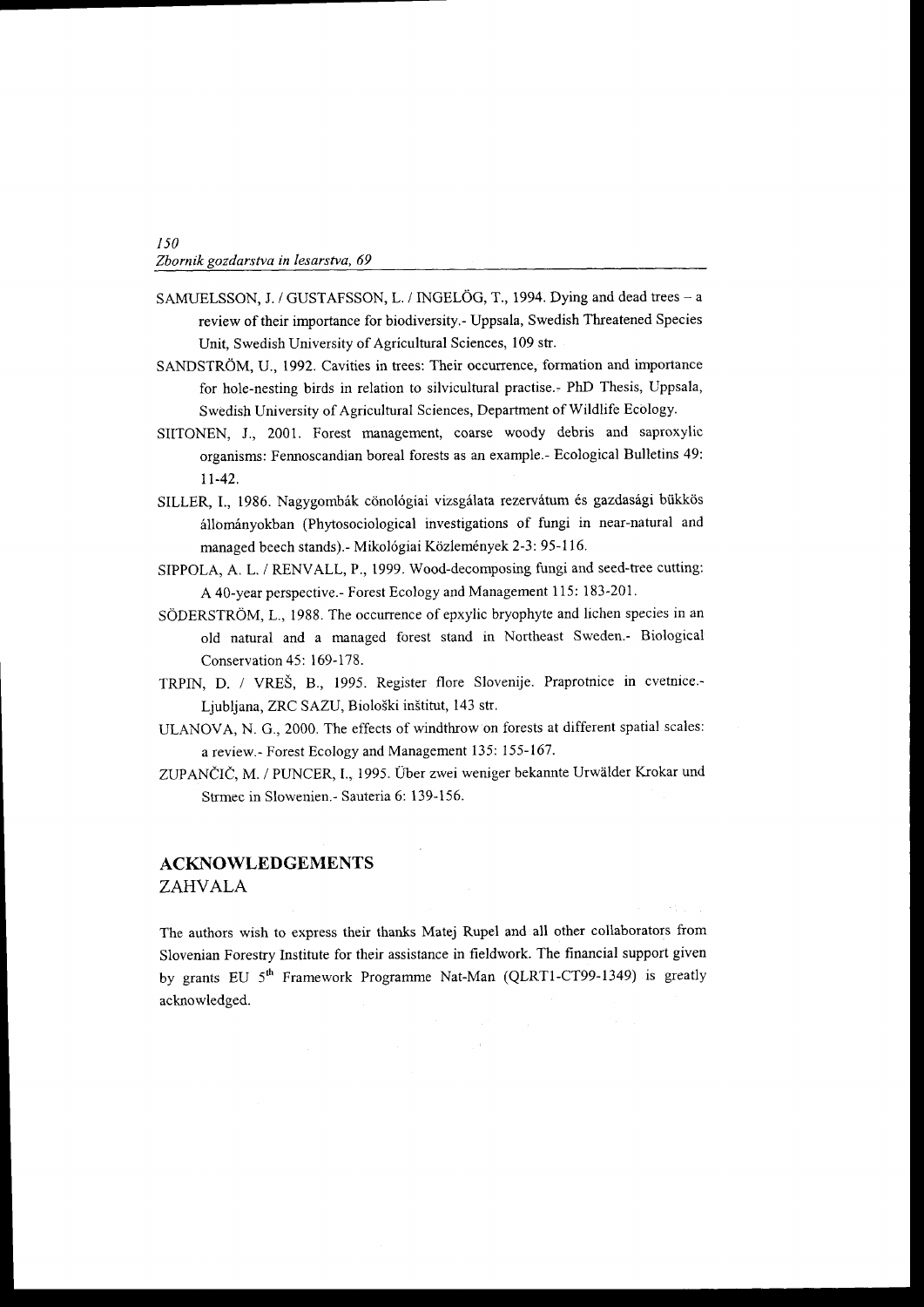SAMUELSSON, J. / GUSTAFSSON, L. / INGELÖG, T., 1994. Dying and dead trees – a review of their importance for biodiversity.- Uppsala, Swedish Threatened Species Unit, Swedish University of Agricultural Sciences, 109 str.

SANDSTRÖM, U., 1992. Cavities in trees: Their occurrence, formation and importance for hole-nesting birds in relation to silvicultural practise.- PhD Thesis, Uppsala, Swedish University of Agricultural Sciences, Department of Wildlife Ecology.

SIITONEN, J., 2001. Forest management, coarse woody debris and saproxylic organisms: Fennoscandian boreal forests as an example.- Ecological Bulletins 49: 11-42.

SILLER, I., 1986. Nagygombák cönológiai vizsgálata rezervátum és gazdasági bükkös állományokban (Phytosociological investigations of fungi in near-natural and managed beech stands).- Mikológiai Közlemények 2-3: 95-116.

SIPPOLA, A. L. / RENVALL, P., 1999. Wood-decomposing fungi and seed-tree cutting: A 40-year perspective.- Forest Ecology and Management 115: 183-201.

SÖDERSTRÖM, L., 1988. The occurrence of epxylic bryophyte and lichen species in an old natural and a managed forest stand in Northeast Sweden.- Biological Conservation 45: 169-178.

TRPIN, D. / VREŠ, B., 1995. Register flore Slovenije. Praprotnice in cvetnice.- Ljubljana, ZRC SAZU, Biološki inštitut, 143 str.

ULANOVA, N. G., 2000. The effects of windthrow on forests at different spatial scales: a review.- Forest Ecology and Management 135: 155-167.

ZUPANČIČ, M. / PUNCER, I., 1995. Über zwei weniger bekannte Urwälder Krokar und Strmec in Slowenien.- Sauteria 6: 139-156.

## ACKNOWLEDGEMENTS
## ZAHVALA

The authors wish to express their thanks Matej Rupel and all other collaborators from Slovenian Forestry Institute for their assistance in fieldwork. The financial support given by grants EU 5$^{th}$ Framework Programme Nat-Man (QLRT1-CT99-1349) is greatly acknowledged.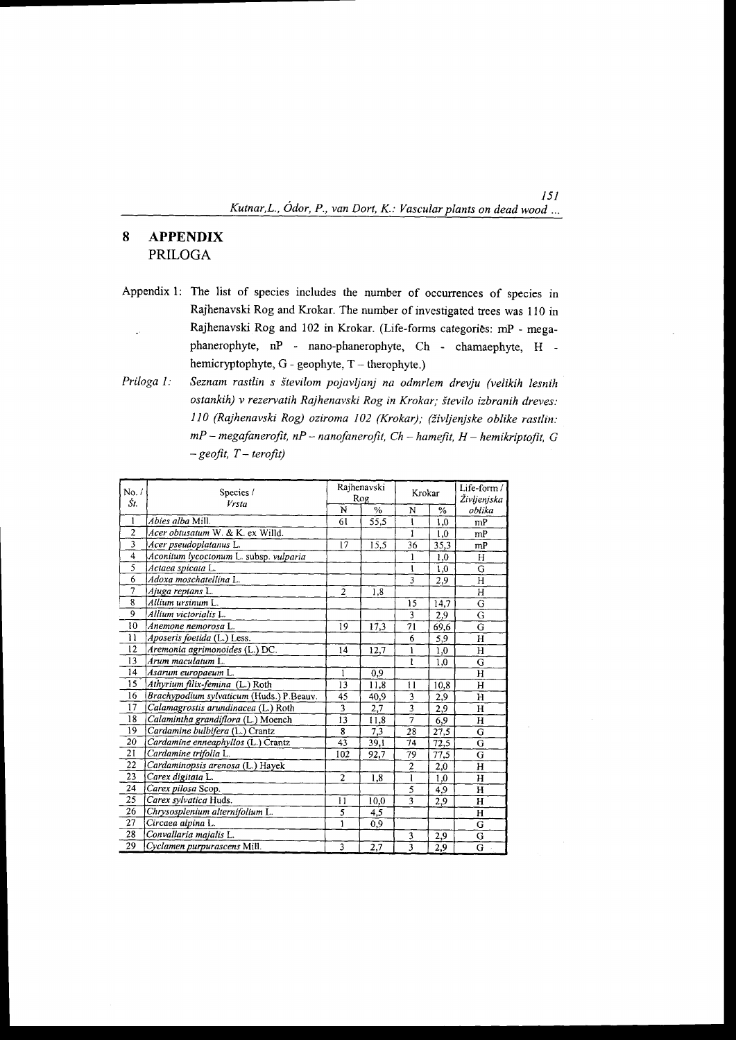# 8 APPENDIX
PRILOGA

Appendix 1: The list of species includes the number of occurrences of species in Rajhenavski Rog and Krokar. The number of investigated trees was 110 in Rajhenavski Rog and 102 in Krokar. (Life-forms categories: mP - mega-phanerophyte, nP - nano-phanerophyte, Ch - chamaephyte, H - hemicryptophyte, G - geophyte, T – therophyte.)

*Priloga 1: Seznam rastlin s številom pojavljanj na odmrlem drevju (velikih lesnih ostankih) v rezervatih Rajhenavski Rog in Krokar; število izbranih dreves: 110 (Rajhenavski Rog) oziroma 102 (Krokar); (življenjske oblike rastlin: mP – megafanerofit, nP – nanofanerofit, Ch – hamefit, H – hemikriptofit, G – geofit, T – terofit)*

| No. / *Št.* | Species / *Vrsta* | Rajhenavski Rog | | Krokar | | Life-form / *Življenjska oblika* |
|---|---|---|---|---|---|---|
| | | N | % | N | % | |
| 1 | *Abies alba* Mill. | 61 | 55,5 | 1 | 1,0 | mP |
| 2 | *Acer obtusatum* W. & K. ex Willd. | | | 1 | 1,0 | mP |
| 3 | *Acer pseudoplatanus* L. | 17 | 15,5 | 36 | 35,3 | mP |
| 4 | *Aconitum lycoctonum* L. subsp. *vulparia* | | | 1 | 1,0 | H |
| 5 | *Actaea spicata* L. | | | 1 | 1,0 | G |
| 6 | *Adoxa moschatellina* L. | | | 3 | 2,9 | H |
| 7 | *Ajuga reptans* L. | 2 | 1,8 | | | H |
| 8 | *Allium ursinum* L. | | | 15 | 14,7 | G |
| 9 | *Allium victorialis* L. | | | 3 | 2,9 | G |
| 10 | *Anemone nemorosa* L. | 19 | 17,3 | 71 | 69,6 | G |
| 11 | *Aposeris foetida* (L.) Less. | | | 6 | 5,9 | H |
| 12 | *Aremonia agrimonoides* (L.) DC. | 14 | 12,7 | 1 | 1,0 | H |
| 13 | *Arum maculatum* L. | | | 1 | 1,0 | G |
| 14 | *Asarum europaeum* L. | 1 | 0,9 | | | H |
| 15 | *Athyrium filix-femina* (L.) Roth | 13 | 11,8 | 11 | 10,8 | H |
| 16 | *Brachypodium sylvaticum* (Huds.) P.Beauv. | 45 | 40,9 | 3 | 2,9 | H |
| 17 | *Calamagrostis arundinacea* (L.) Roth | 3 | 2,7 | 3 | 2,9 | H |
| 18 | *Calamintha grandiflora* (L.) Moench | 13 | 11,8 | 7 | 6,9 | H |
| 19 | *Cardamine bulbifera* (L.) Crantz | 8 | 7,3 | 28 | 27,5 | G |
| 20 | *Cardamine enneaphyllos* (L.) Crantz | 43 | 39,1 | 74 | 72,5 | G |
| 21 | *Cardamine trifolia* L. | 102 | 92,7 | 79 | 77,5 | G |
| 22 | *Cardaminopsis arenosa* (L.) Hayek | | | 2 | 2,0 | H |
| 23 | *Carex digitata* L. | 2 | 1,8 | 1 | 1,0 | H |
| 24 | *Carex pilosa* Scop. | | | 5 | 4,9 | H |
| 25 | *Carex sylvatica* Huds. | 11 | 10,0 | 3 | 2,9 | H |
| 26 | *Chrysosplenium alternifolium* L. | 5 | 4,5 | | | H |
| 27 | *Circaea alpina* L. | 1 | 0,9 | | | G |
| 28 | *Convallaria majalis* L. | | | 3 | 2,9 | G |
| 29 | *Cyclamen purpurascens* Mill. | 3 | 2,7 | 3 | 2,9 | G |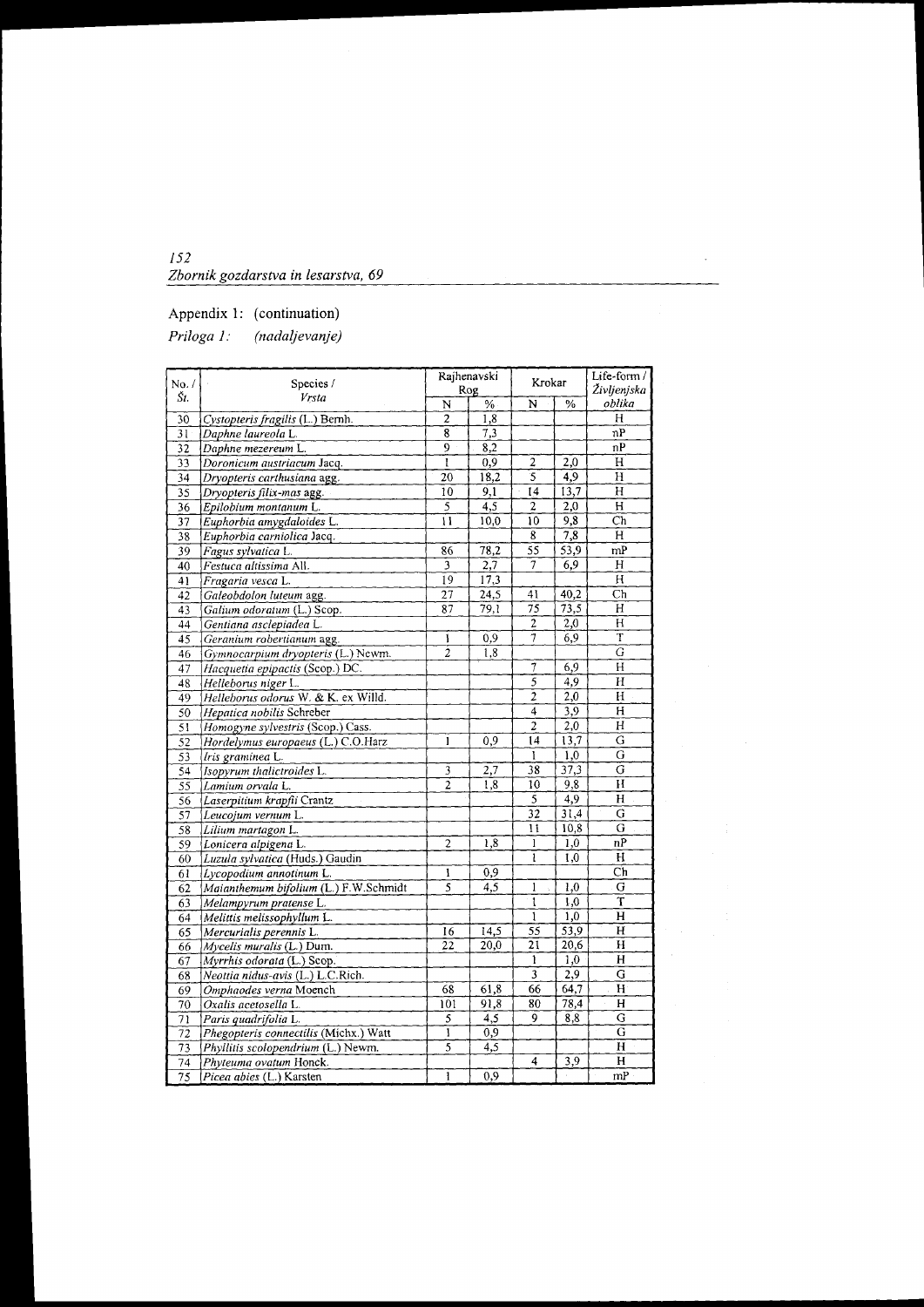Appendix 1: (continuation)

*Priloga 1: (nadaljevanje)*

| No. / Št. | Species / *Vrsta* | Rajhenavski Rog | | Krokar | | Life-form / *Življenjska oblika* |
|---|---|---|---|---|---|---|
| | | N | % | N | % | |
| 30 | *Cystopteris fragilis* (L.) Bernh. | 2 | 1,8 | | | H |
| 31 | *Daphne laureola* L. | 8 | 7,3 | | | nP |
| 32 | *Daphne mezereum* L. | 9 | 8,2 | | | nP |
| 33 | *Doronicum austriacum* Jacq. | 1 | 0,9 | 2 | 2,0 | H |
| 34 | *Dryopteris carthusiana* agg. | 20 | 18,2 | 5 | 4,9 | H |
| 35 | *Dryopteris filix-mas* agg. | 10 | 9,1 | 14 | 13,7 | H |
| 36 | *Epilobium montanum* L. | 5 | 4,5 | 2 | 2,0 | H |
| 37 | *Euphorbia amygdaloides* L. | 11 | 10,0 | 10 | 9,8 | Ch |
| 38 | *Euphorbia carniolica* Jacq. | | | 8 | 7,8 | H |
| 39 | *Fagus sylvatica* L. | 86 | 78,2 | 55 | 53,9 | mP |
| 40 | *Festuca altissima* All. | 3 | 2,7 | 7 | 6,9 | H |
| 41 | *Fragaria vesca* L. | 19 | 17,3 | | | H |
| 42 | *Galeobdolon luteum* agg. | 27 | 24,5 | 41 | 40,2 | Ch |
| 43 | *Galium odoratum* (L.) Scop. | 87 | 79,1 | 75 | 73,5 | H |
| 44 | *Gentiana asclepiadea* L. | | | 2 | 2,0 | H |
| 45 | *Geranium robertianum* agg. | 1 | 0,9 | 7 | 6,9 | T |
| 46 | *Gymnocarpium dryopteris* (L.) Newm. | 2 | 1,8 | | | G |
| 47 | *Hacquetia epipactis* (Scop.) DC. | | | 7 | 6,9 | H |
| 48 | *Helleborus niger* L. | | | 5 | 4,9 | H |
| 49 | *Helleborus odorus* W. & K. ex Willd. | | | 2 | 2,0 | H |
| 50 | *Hepatica nobilis* Schreber | | | 4 | 3,9 | H |
| 51 | *Homogyne sylvestris* (Scop.) Cass. | | | 2 | 2,0 | H |
| 52 | *Hordelymus europaeus* (L.) C.O.Harz | 1 | 0,9 | 14 | 13,7 | G |
| 53 | *Iris graminea* L. | | | 1 | 1,0 | G |
| 54 | *Isopyrum thalictroides* L. | 3 | 2,7 | 38 | 37,3 | G |
| 55 | *Lamium orvala* L. | 2 | 1,8 | 10 | 9,8 | H |
| 56 | *Laserpitium krapfii* Crantz | | | 5 | 4,9 | H |
| 57 | *Leucojum vernum* L. | | | 32 | 31,4 | G |
| 58 | *Lilium martagon* L. | | | 11 | 10,8 | G |
| 59 | *Lonicera alpigena* L. | 2 | 1,8 | 1 | 1,0 | nP |
| 60 | *Luzula sylvatica* (Huds.) Gaudin | | | 1 | 1,0 | H |
| 61 | *Lycopodium annotinum* L. | 1 | 0,9 | | | Ch |
| 62 | *Maianthemum bifolium* (L.) F.W.Schmidt | 5 | 4,5 | 1 | 1,0 | G |
| 63 | *Melampyrum pratense* L. | | | 1 | 1,0 | T |
| 64 | *Melittis melissophyllum* L. | | | 1 | 1,0 | H |
| 65 | *Mercurialis perennis* L. | 16 | 14,5 | 55 | 53,9 | H |
| 66 | *Mycelis muralis* (L.) Dum. | 22 | 20,0 | 21 | 20,6 | H |
| 67 | *Myrrhis odorata* (L.) Scop. | | | 1 | 1,0 | H |
| 68 | *Neottia nidus-avis* (L.) L.C.Rich. | | | 3 | 2,9 | G |
| 69 | *Omphaodes verna* Moench | 68 | 61,8 | 66 | 64,7 | H |
| 70 | *Oxalis acetosella* L. | 101 | 91,8 | 80 | 78,4 | H |
| 71 | *Paris quadrifolia* L. | 5 | 4,5 | 9 | 8,8 | G |
| 72 | *Phegopteris connectilis* (Michx.) Watt | 1 | 0,9 | | | G |
| 73 | *Phyllitis scolopendrium* (L.) Newm. | 5 | 4,5 | | | H |
| 74 | *Phyteuma ovatum* Honck. | | | 4 | 3,9 | H |
| 75 | *Picea abies* (L.) Karsten | 1 | 0,9 | | | mP |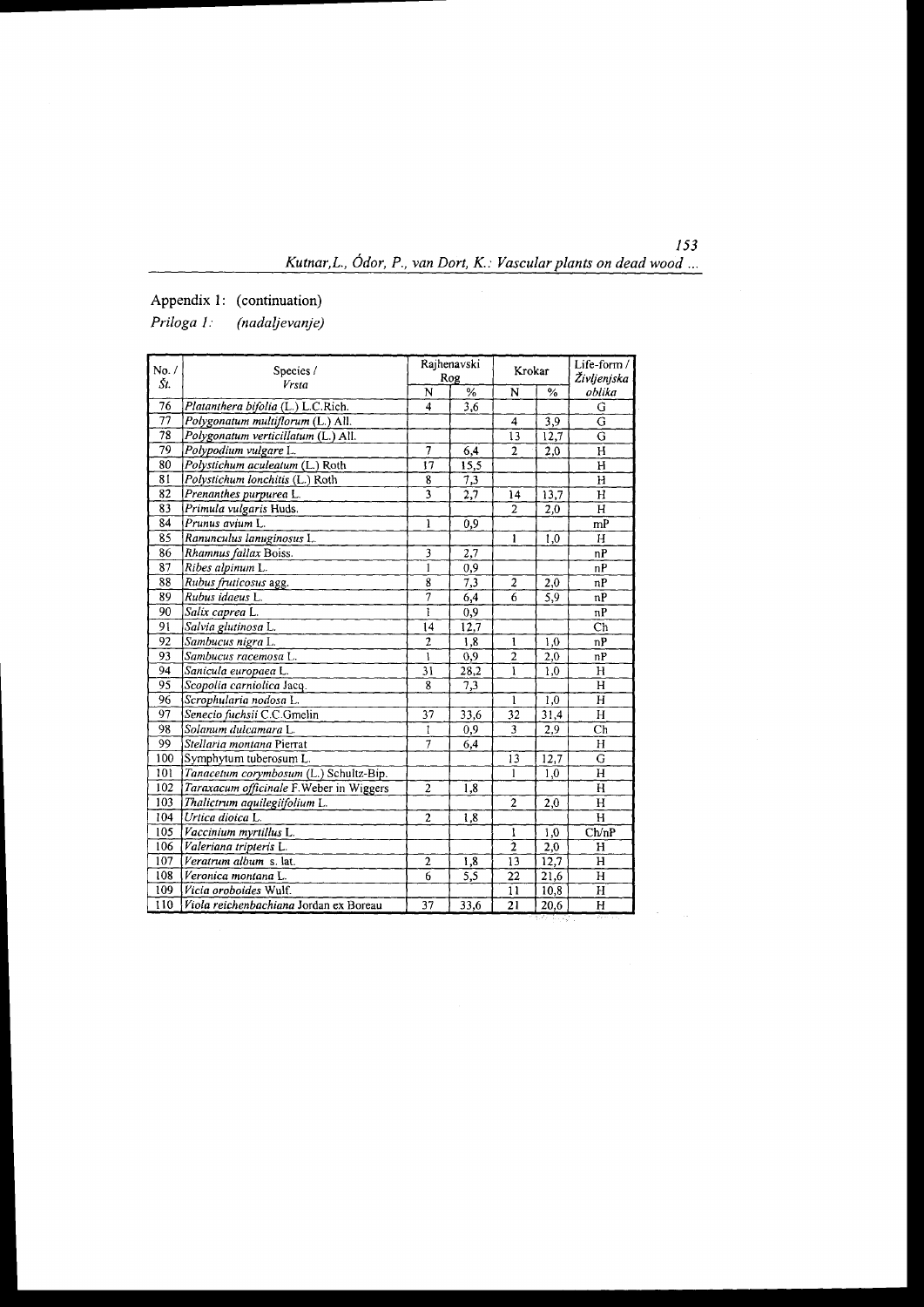Appendix 1: (continuation)

*Priloga 1: (nadaljevanje)*

| No. / *Št.* | Species / *Vrsta* | Rajhenavski Rog | | Krokar | | Life-form / *Življenjska oblika* |
|---|---|---|---|---|---|---|
| | | N | % | N | % | |
| 76 | *Platanthera bifolia* (L.) L.C.Rich. | 4 | 3,6 | | | G |
| 77 | *Polygonatum multiflorum* (L.) All. | | | 4 | 3,9 | G |
| 78 | *Polygonatum verticillatum* (L.) All. | | | 13 | 12,7 | G |
| 79 | *Polypodium vulgare* L. | 7 | 6,4 | 2 | 2,0 | H |
| 80 | *Polystichum aculeatum* (L.) Roth | 17 | 15,5 | | | H |
| 81 | *Polystichum lonchitis* (L.) Roth | 8 | 7,3 | | | H |
| 82 | *Prenanthes purpurea* L. | 3 | 2,7 | 14 | 13,7 | H |
| 83 | *Primula vulgaris* Huds. | | | 2 | 2,0 | H |
| 84 | *Prunus avium* L. | 1 | 0,9 | | | mP |
| 85 | *Ranunculus lanuginosus* L. | | | 1 | 1,0 | H |
| 86 | *Rhamnus fallax* Boiss. | 3 | 2,7 | | | nP |
| 87 | *Ribes alpinum* L. | 1 | 0,9 | | | nP |
| 88 | *Rubus fruticosus* agg. | 8 | 7,3 | 2 | 2,0 | nP |
| 89 | *Rubus idaeus* L. | 7 | 6,4 | 6 | 5,9 | nP |
| 90 | *Salix caprea* L. | 1 | 0,9 | | | nP |
| 91 | *Salvia glutinosa* L. | 14 | 12,7 | | | Ch |
| 92 | *Sambucus nigra* L. | 2 | 1,8 | 1 | 1,0 | nP |
| 93 | *Sambucus racemosa* L. | 1 | 0,9 | 2 | 2,0 | nP |
| 94 | *Sanicula europaea* L. | 31 | 28,2 | 1 | 1,0 | H |
| 95 | *Scopolia carniolica* Jacq. | 8 | 7,3 | | | H |
| 96 | *Scrophularia nodosa* L. | | | 1 | 1,0 | H |
| 97 | *Senecio fuchsii* C.C.Gmelin | 37 | 33,6 | 32 | 31,4 | H |
| 98 | *Solanum dulcamara* L. | 1 | 0,9 | 3 | 2,9 | Ch |
| 99 | *Stellaria montana* Pierrat | 7 | 6,4 | | | H |
| 100 | Symphytum tuberosum L. | | | 13 | 12,7 | G |
| 101 | *Tanacetum corymbosum* (L.) Schultz-Bip. | | | 1 | 1,0 | H |
| 102 | *Taraxacum officinale* F.Weber in Wiggers | 2 | 1,8 | | | H |
| 103 | *Thalictrum aquilegiifolium* L. | | | 2 | 2,0 | H |
| 104 | *Urtica dioica* L. | 2 | 1,8 | | | H |
| 105 | *Vaccinium myrtillus* L. | | | 1 | 1,0 | Ch/nP |
| 106 | *Valeriana tripteris* L. | | | 2 | 2,0 | H |
| 107 | *Veratrum album* s. lat. | 2 | 1,8 | 13 | 12,7 | H |
| 108 | *Veronica montana* L. | 6 | 5,5 | 22 | 21,6 | H |
| 109 | *Vicia oroboides* Wulf. | | | 11 | 10,8 | H |
| 110 | *Viola reichenbachiana* Jordan ex Boreau | 37 | 33,6 | 21 | 20,6 | H |